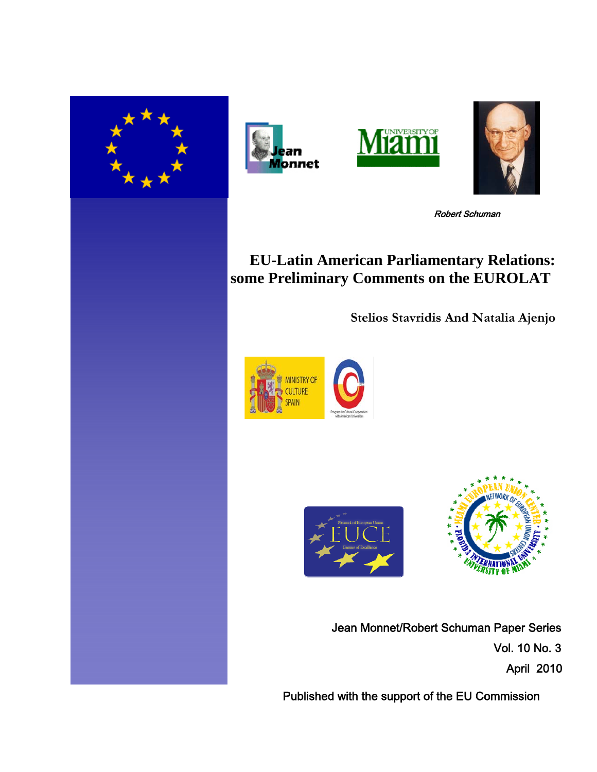Robert Schuman

# EU-Latin American Parliamentary Relations: some Preliminary Comments on the EUROLAT

**Stelios Stavridis And Natalia Ajenjo**

Jean Monnet/Robert Schuman Paper Series

Vol. 10 No. 3

April 2010

Published with the support of the EU Commission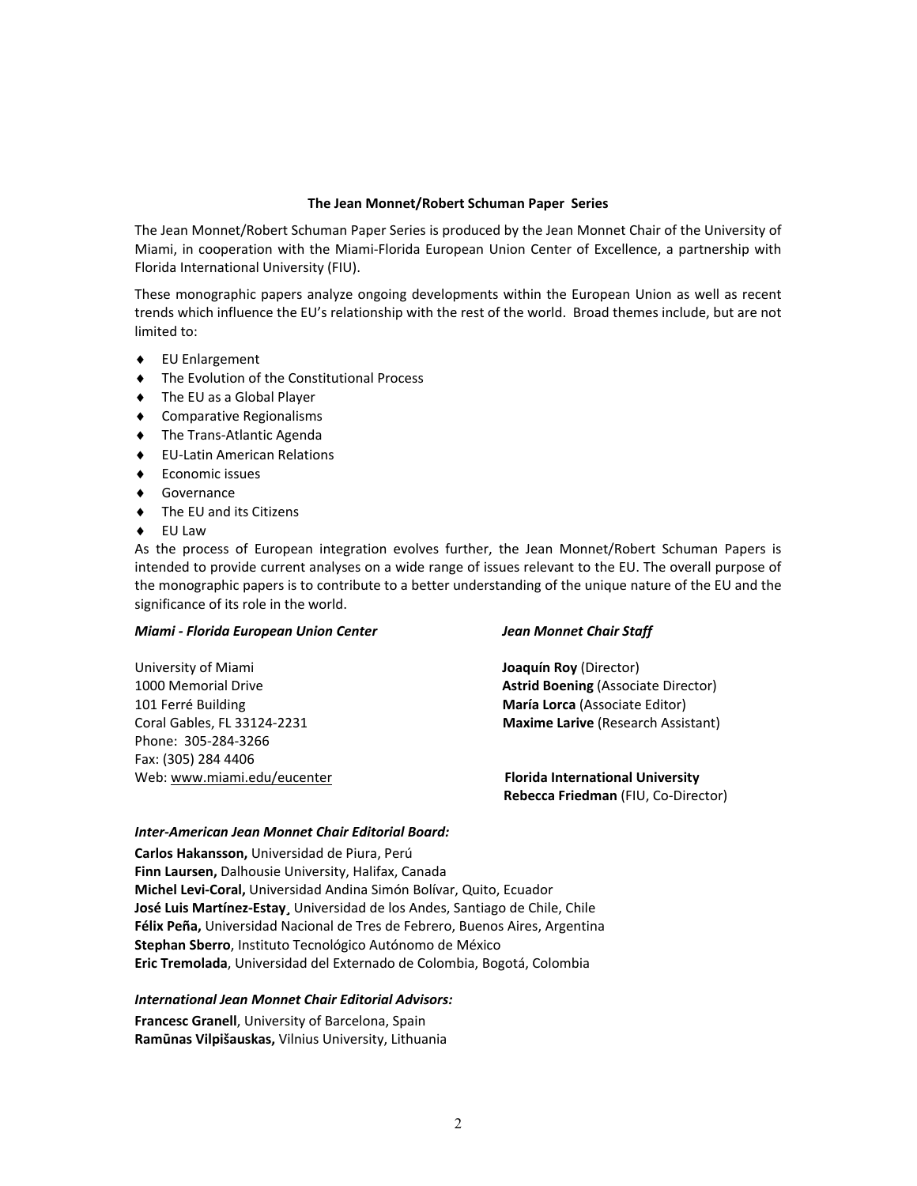**The Jean Monnet/Robert Schuman Paper Series**

The Jean Monnet/Robert Schuman Paper Series is produced by the Jean Monnet Chair of the University of Miami, in cooperation with the Miami-Florida European Union Center of Excellence, a partnership with Florida International University (FIU).

These monographic papers analyze ongoing developments within the European Union as well as recent trends which influence the EU's relationship with the rest of the world. Broad themes include, but are not limited to:

- EU Enlargement
- The Evolution of the Constitutional Process
- The EU as a Global Player
- Comparative Regionalisms
- The Trans-Atlantic Agenda
- EU-Latin American Relations
- Economic issues
- Governance
- The EU and its Citizens
- EU Law

As the process of European integration evolves further, the Jean Monnet/Robert Schuman Papers is intended to provide current analyses on a wide range of issues relevant to the EU. The overall purpose of the monographic papers is to contribute to a better understanding of the unique nature of the EU and the significance of its role in the world.

***Miami - Florida European Union Center***

University of Miami
1000 Memorial Drive
101 Ferré Building
Coral Gables, FL 33124-2231
Phone: 305-284-3266
Fax: (305) 284 4406
Web: www.miami.edu/eucenter

***Jean Monnet Chair Staff***

**Joaquín Roy** (Director)
**Astrid Boening** (Associate Director)
**María Lorca** (Associate Editor)
**Maxime Larive** (Research Assistant)

**Florida International University**
**Rebecca Friedman** (FIU, Co-Director)

***Inter-American Jean Monnet Chair Editorial Board:***

**Carlos Hakansson,** Universidad de Piura, Perú
**Finn Laursen,** Dalhousie University, Halifax, Canada
**Michel Levi-Coral,** Universidad Andina Simón Bolívar, Quito, Ecuador
**José Luis Martínez-Estay**, Universidad de los Andes, Santiago de Chile, Chile
**Félix Peña,** Universidad Nacional de Tres de Febrero, Buenos Aires, Argentina
**Stephan Sberro**, Instituto Tecnológico Autónomo de México
**Eric Tremolada**, Universidad del Externado de Colombia, Bogotá, Colombia

***International Jean Monnet Chair Editorial Advisors:***

**Francesc Granell**, University of Barcelona, Spain
**Ramūnas Vilpišauskas,** Vilnius University, Lithuania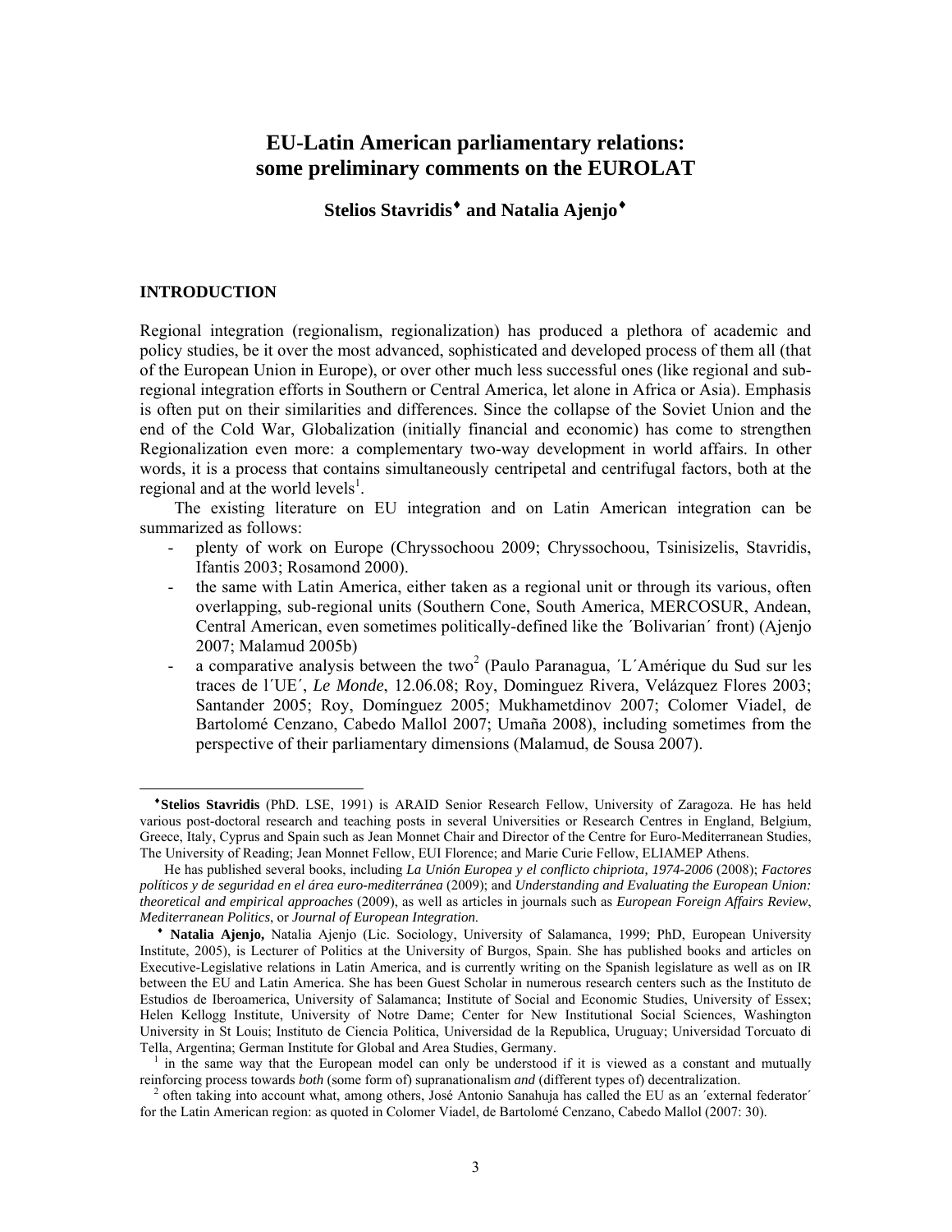# EU-Latin American parliamentary relations: some preliminary comments on the EUROLAT

**Stelios Stavridis♦ and Natalia Ajenjo♦**

## INTRODUCTION

Regional integration (regionalism, regionalization) has produced a plethora of academic and policy studies, be it over the most advanced, sophisticated and developed process of them all (that of the European Union in Europe), or over other much less successful ones (like regional and sub-regional integration efforts in Southern or Central America, let alone in Africa or Asia). Emphasis is often put on their similarities and differences. Since the collapse of the Soviet Union and the end of the Cold War, Globalization (initially financial and economic) has come to strengthen Regionalization even more: a complementary two-way development in world affairs. In other words, it is a process that contains simultaneously centripetal and centrifugal factors, both at the regional and at the world levels[1].

The existing literature on EU integration and on Latin American integration can be summarized as follows:

- plenty of work on Europe (Chryssochoou 2009; Chryssochoou, Tsinisizelis, Stavridis, Ifantis 2003; Rosamond 2000).
- the same with Latin America, either taken as a regional unit or through its various, often overlapping, sub-regional units (Southern Cone, South America, MERCOSUR, Andean, Central American, even sometimes politically-defined like the ´Bolivarian´ front) (Ajenjo 2007; Malamud 2005b)
- a comparative analysis between the two[2] (Paulo Paranagua, ´L´Amérique du Sud sur les traces de l´UE´, *Le Monde*, 12.06.08; Roy, Dominguez Rivera, Velázquez Flores 2003; Santander 2005; Roy, Domínguez 2005; Mukhametdinov 2007; Colomer Viadel, de Bartolomé Cenzano, Cabedo Mallol 2007; Umaña 2008), including sometimes from the perspective of their parliamentary dimensions (Malamud, de Sousa 2007).

---

♦**Stelios Stavridis** (PhD. LSE, 1991) is ARAID Senior Research Fellow, University of Zaragoza. He has held various post-doctoral research and teaching posts in several Universities or Research Centres in England, Belgium, Greece, Italy, Cyprus and Spain such as Jean Monnet Chair and Director of the Centre for Euro-Mediterranean Studies, The University of Reading; Jean Monnet Fellow, EUI Florence; and Marie Curie Fellow, ELIAMEP Athens.

He has published several books, including *La Unión Europea y el conflicto chipriota, 1974-2006* (2008); *Factores políticos y de seguridad en el área euro-mediterránea* (2009); and *Understanding and Evaluating the European Union: theoretical and empirical approaches* (2009), as well as articles in journals such as *European Foreign Affairs Review*, *Mediterranean Politics*, or *Journal of European Integration*.

♦ **Natalia Ajenjo,** Natalia Ajenjo (Lic. Sociology, University of Salamanca, 1999; PhD, European University Institute, 2005), is Lecturer of Politics at the University of Burgos, Spain. She has published books and articles on Executive-Legislative relations in Latin America, and is currently writing on the Spanish legislature as well as on IR between the EU and Latin America. She has been Guest Scholar in numerous research centers such as the Instituto de Estudios de Iberoamerica, University of Salamanca; Institute of Social and Economic Studies, University of Essex; Helen Kellogg Institute, University of Notre Dame; Center for New Institutional Social Sciences, Washington University in St Louis; Instituto de Ciencia Politica, Universidad de la Republica, Uruguay; Universidad Torcuato di Tella, Argentina; German Institute for Global and Area Studies, Germany.

[1] in the same way that the European model can only be understood if it is viewed as a constant and mutually reinforcing process towards *both* (some form of) supranationalism *and* (different types of) decentralization.

[2] often taking into account what, among others, José Antonio Sanahuja has called the EU as an ´external federator´ for the Latin American region: as quoted in Colomer Viadel, de Bartolomé Cenzano, Cabedo Mallol (2007: 30).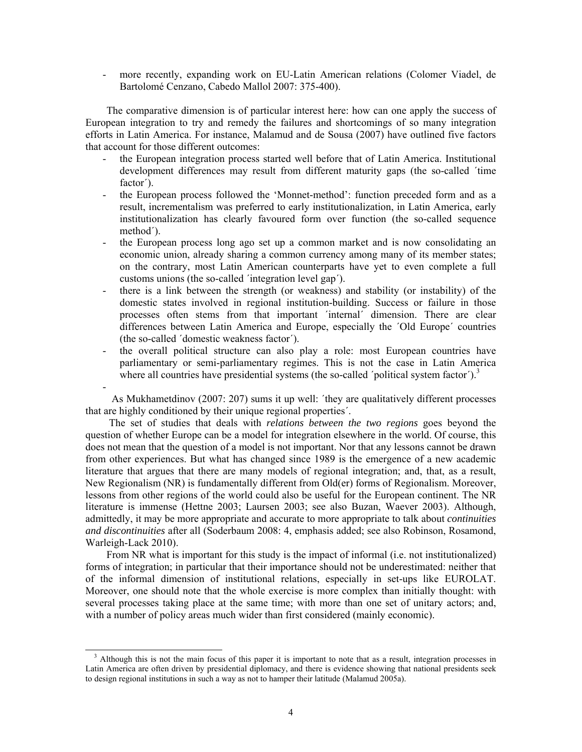- more recently, expanding work on EU-Latin American relations (Colomer Viadel, de Bartolomé Cenzano, Cabedo Mallol 2007: 375-400).

The comparative dimension is of particular interest here: how can one apply the success of European integration to try and remedy the failures and shortcomings of so many integration efforts in Latin America. For instance, Malamud and de Sousa (2007) have outlined five factors that account for those different outcomes:

- the European integration process started well before that of Latin America. Institutional development differences may result from different maturity gaps (the so-called ´time factor´).
- the European process followed the 'Monnet-method': function preceded form and as a result, incrementalism was preferred to early institutionalization, in Latin America, early institutionalization has clearly favoured form over function (the so-called sequence method´).
- the European process long ago set up a common market and is now consolidating an economic union, already sharing a common currency among many of its member states; on the contrary, most Latin American counterparts have yet to even complete a full customs unions (the so-called ´integration level gap´).
- there is a link between the strength (or weakness) and stability (or instability) of the domestic states involved in regional institution-building. Success or failure in those processes often stems from that important ´internal´ dimension. There are clear differences between Latin America and Europe, especially the ´Old Europe´ countries (the so-called ´domestic weakness factor´).
- the overall political structure can also play a role: most European countries have parliamentary or semi-parliamentary regimes. This is not the case in Latin America where all countries have presidential systems (the so-called ´political system factor´).[3]
-

As Mukhametdinov (2007: 207) sums it up well: ´they are qualitatively different processes that are highly conditioned by their unique regional properties´.

The set of studies that deals with *relations between the two regions* goes beyond the question of whether Europe can be a model for integration elsewhere in the world. Of course, this does not mean that the question of a model is not important. Nor that any lessons cannot be drawn from other experiences. But what has changed since 1989 is the emergence of a new academic literature that argues that there are many models of regional integration; and, that, as a result, New Regionalism (NR) is fundamentally different from Old(er) forms of Regionalism. Moreover, lessons from other regions of the world could also be useful for the European continent. The NR literature is immense (Hettne 2003; Laursen 2003; see also Buzan, Waever 2003). Although, admittedly, it may be more appropriate and accurate to more appropriate to talk about *continuities and discontinuities* after all (Soderbaum 2008: 4, emphasis added; see also Robinson, Rosamond, Warleigh-Lack 2010).

From NR what is important for this study is the impact of informal (i.e. not institutionalized) forms of integration; in particular that their importance should not be underestimated: neither that of the informal dimension of institutional relations, especially in set-ups like EUROLAT. Moreover, one should note that the whole exercise is more complex than initially thought: with several processes taking place at the same time; with more than one set of unitary actors; and, with a number of policy areas much wider than first considered (mainly economic).

[3] Although this is not the main focus of this paper it is important to note that as a result, integration processes in Latin America are often driven by presidential diplomacy, and there is evidence showing that national presidents seek to design regional institutions in such a way as not to hamper their latitude (Malamud 2005a).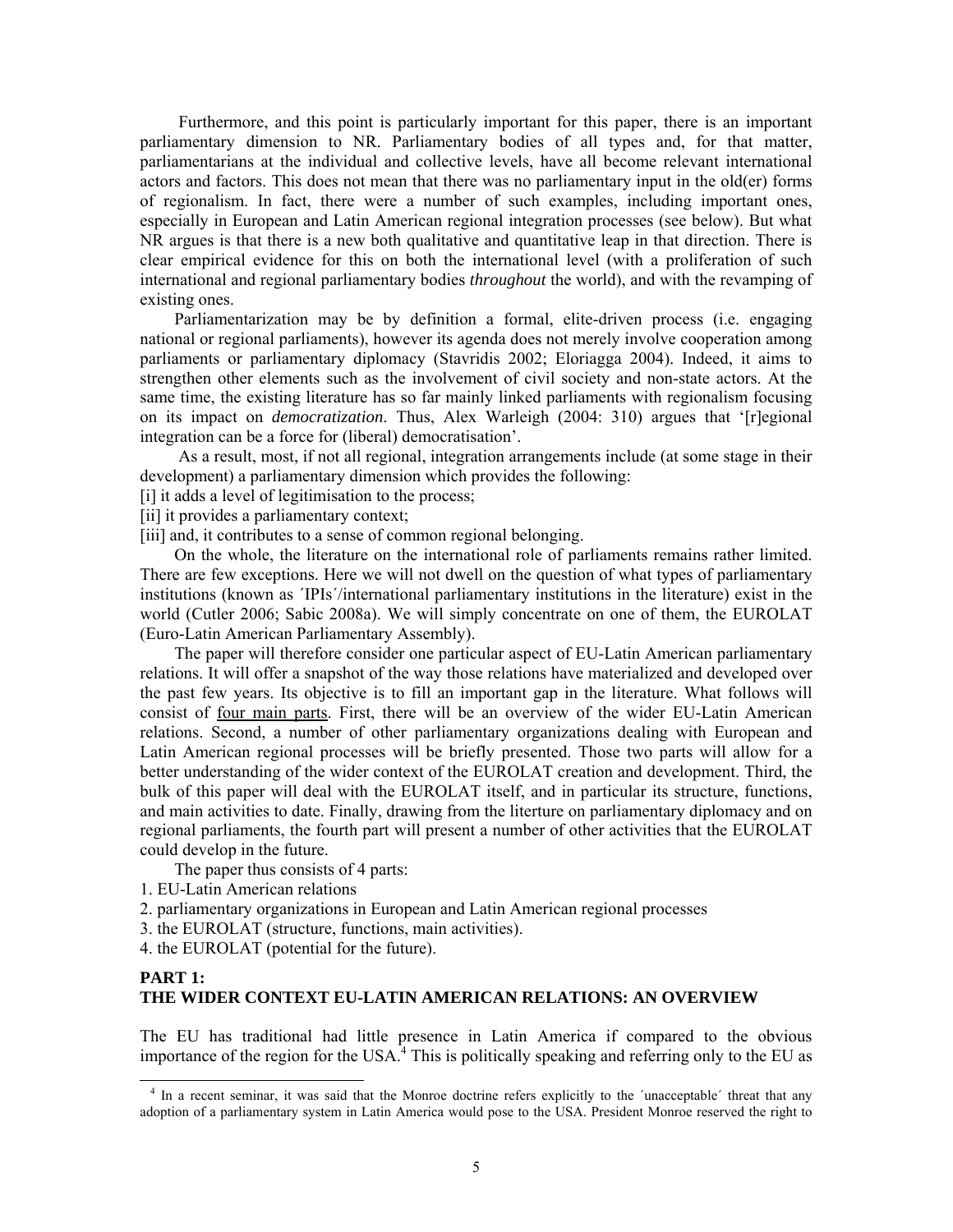Furthermore, and this point is particularly important for this paper, there is an important parliamentary dimension to NR. Parliamentary bodies of all types and, for that matter, parliamentarians at the individual and collective levels, have all become relevant international actors and factors. This does not mean that there was no parliamentary input in the old(er) forms of regionalism. In fact, there were a number of such examples, including important ones, especially in European and Latin American regional integration processes (see below). But what NR argues is that there is a new both qualitative and quantitative leap in that direction. There is clear empirical evidence for this on both the international level (with a proliferation of such international and regional parliamentary bodies *throughout* the world), and with the revamping of existing ones.

Parliamentarization may be by definition a formal, elite-driven process (i.e. engaging national or regional parliaments), however its agenda does not merely involve cooperation among parliaments or parliamentary diplomacy (Stavridis 2002; Eloriagga 2004). Indeed, it aims to strengthen other elements such as the involvement of civil society and non-state actors. At the same time, the existing literature has so far mainly linked parliaments with regionalism focusing on its impact on *democratization*. Thus, Alex Warleigh (2004: 310) argues that '[r]egional integration can be a force for (liberal) democratisation'.

As a result, most, if not all regional, integration arrangements include (at some stage in their development) a parliamentary dimension which provides the following:

[i] it adds a level of legitimisation to the process;

[ii] it provides a parliamentary context;

[iii] and, it contributes to a sense of common regional belonging.

On the whole, the literature on the international role of parliaments remains rather limited. There are few exceptions. Here we will not dwell on the question of what types of parliamentary institutions (known as ´IPIs´/international parliamentary institutions in the literature) exist in the world (Cutler 2006; Sabic 2008a). We will simply concentrate on one of them, the EUROLAT (Euro-Latin American Parliamentary Assembly).

The paper will therefore consider one particular aspect of EU-Latin American parliamentary relations. It will offer a snapshot of the way those relations have materialized and developed over the past few years. Its objective is to fill an important gap in the literature. What follows will consist of <u>four main parts</u>. First, there will be an overview of the wider EU-Latin American relations. Second, a number of other parliamentary organizations dealing with European and Latin American regional processes will be briefly presented. Those two parts will allow for a better understanding of the wider context of the EUROLAT creation and development. Third, the bulk of this paper will deal with the EUROLAT itself, and in particular its structure, functions, and main activities to date. Finally, drawing from the literture on parliamentary diplomacy and on regional parliaments, the fourth part will present a number of other activities that the EUROLAT could develop in the future.

The paper thus consists of 4 parts:

1. EU-Latin American relations
2. parliamentary organizations in European and Latin American regional processes
3. the EUROLAT (structure, functions, main activities).
4. the EUROLAT (potential for the future).

## PART 1:
## THE WIDER CONTEXT EU-LATIN AMERICAN RELATIONS: AN OVERVIEW

The EU has traditional had little presence in Latin America if compared to the obvious importance of the region for the USA.[4] This is politically speaking and referring only to the EU as

[4] In a recent seminar, it was said that the Monroe doctrine refers explicitly to the ´unacceptable´ threat that any adoption of a parliamentary system in Latin America would pose to the USA. President Monroe reserved the right to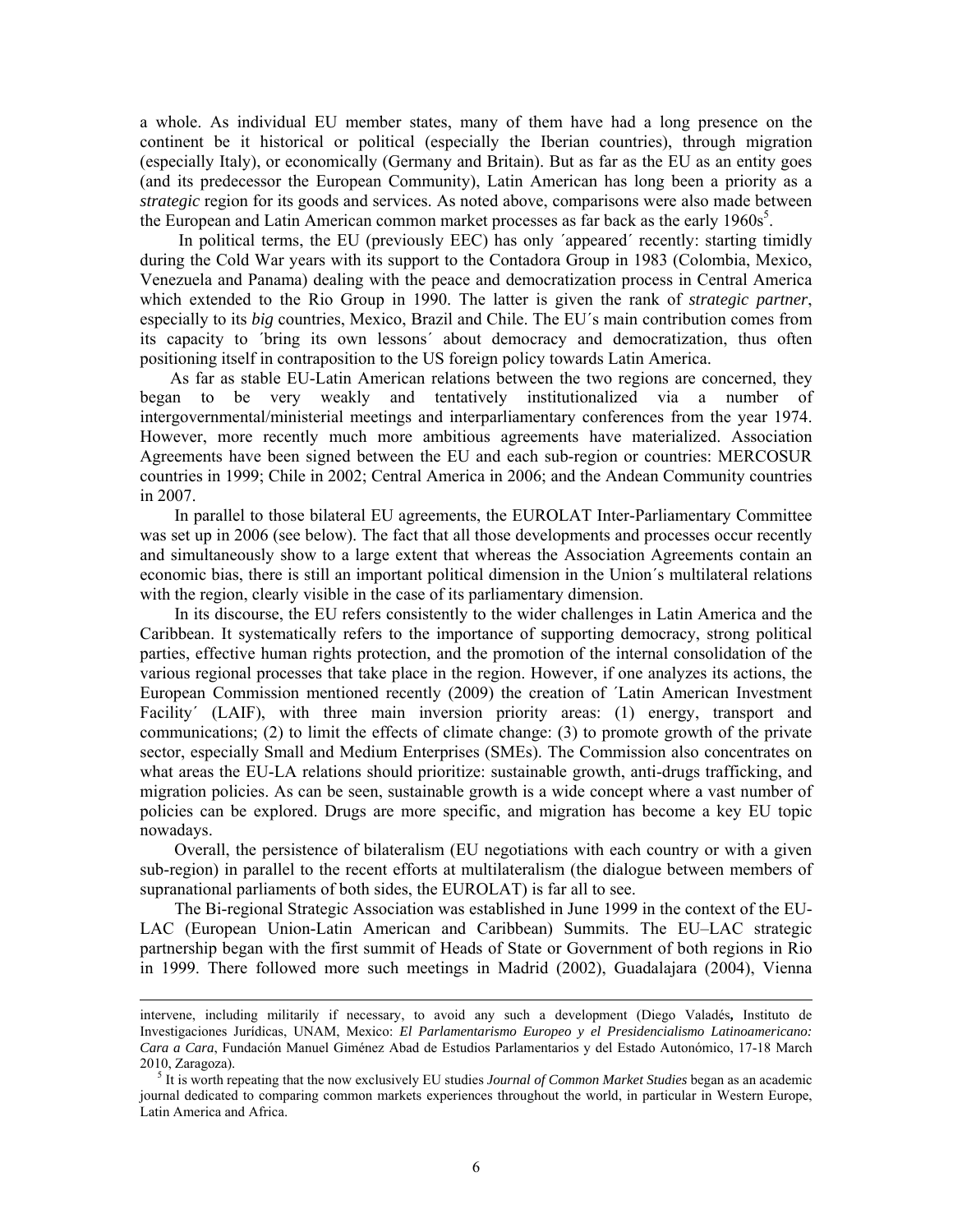a whole. As individual EU member states, many of them have had a long presence on the continent be it historical or political (especially the Iberian countries), through migration (especially Italy), or economically (Germany and Britain). But as far as the EU as an entity goes (and its predecessor the European Community), Latin American has long been a priority as a *strategic* region for its goods and services. As noted above, comparisons were also made between the European and Latin American common market processes as far back as the early 1960s[5].

In political terms, the EU (previously EEC) has only ´appeared´ recently: starting timidly during the Cold War years with its support to the Contadora Group in 1983 (Colombia, Mexico, Venezuela and Panama) dealing with the peace and democratization process in Central America which extended to the Rio Group in 1990. The latter is given the rank of *strategic partner*, especially to its *big* countries, Mexico, Brazil and Chile. The EU´s main contribution comes from its capacity to ´bring its own lessons´ about democracy and democratization, thus often positioning itself in contraposition to the US foreign policy towards Latin America.

As far as stable EU-Latin American relations between the two regions are concerned, they began to be very weakly and tentatively institutionalized via a number of intergovernmental/ministerial meetings and interparliamentary conferences from the year 1974. However, more recently much more ambitious agreements have materialized. Association Agreements have been signed between the EU and each sub-region or countries: MERCOSUR countries in 1999; Chile in 2002; Central America in 2006; and the Andean Community countries in 2007.

In parallel to those bilateral EU agreements, the EUROLAT Inter-Parliamentary Committee was set up in 2006 (see below). The fact that all those developments and processes occur recently and simultaneously show to a large extent that whereas the Association Agreements contain an economic bias, there is still an important political dimension in the Union´s multilateral relations with the region, clearly visible in the case of its parliamentary dimension.

In its discourse, the EU refers consistently to the wider challenges in Latin America and the Caribbean. It systematically refers to the importance of supporting democracy, strong political parties, effective human rights protection, and the promotion of the internal consolidation of the various regional processes that take place in the region. However, if one analyzes its actions, the European Commission mentioned recently (2009) the creation of ´Latin American Investment Facility´ (LAIF), with three main inversion priority areas: (1) energy, transport and communications; (2) to limit the effects of climate change: (3) to promote growth of the private sector, especially Small and Medium Enterprises (SMEs). The Commission also concentrates on what areas the EU-LA relations should prioritize: sustainable growth, anti-drugs trafficking, and migration policies. As can be seen, sustainable growth is a wide concept where a vast number of policies can be explored. Drugs are more specific, and migration has become a key EU topic nowadays.

Overall, the persistence of bilateralism (EU negotiations with each country or with a given sub-region) in parallel to the recent efforts at multilateralism (the dialogue between members of supranational parliaments of both sides, the EUROLAT) is far all to see.

The Bi-regional Strategic Association was established in June 1999 in the context of the EU-LAC (European Union-Latin American and Caribbean) Summits. The EU–LAC strategic partnership began with the first summit of Heads of State or Government of both regions in Rio in 1999. There followed more such meetings in Madrid (2002), Guadalajara (2004), Vienna

---

intervene, including militarily if necessary, to avoid any such a development (Diego Valadés**,** Instituto de Investigaciones Jurídicas, UNAM, Mexico: *El Parlamentarismo Europeo y el Presidencialismo Latinoamericano: Cara a Cara*, Fundación Manuel Giménez Abad de Estudios Parlamentarios y del Estado Autonómico, 17-18 March 2010, Zaragoza).

[5] It is worth repeating that the now exclusively EU studies *Journal of Common Market Studies* began as an academic journal dedicated to comparing common markets experiences throughout the world, in particular in Western Europe, Latin America and Africa.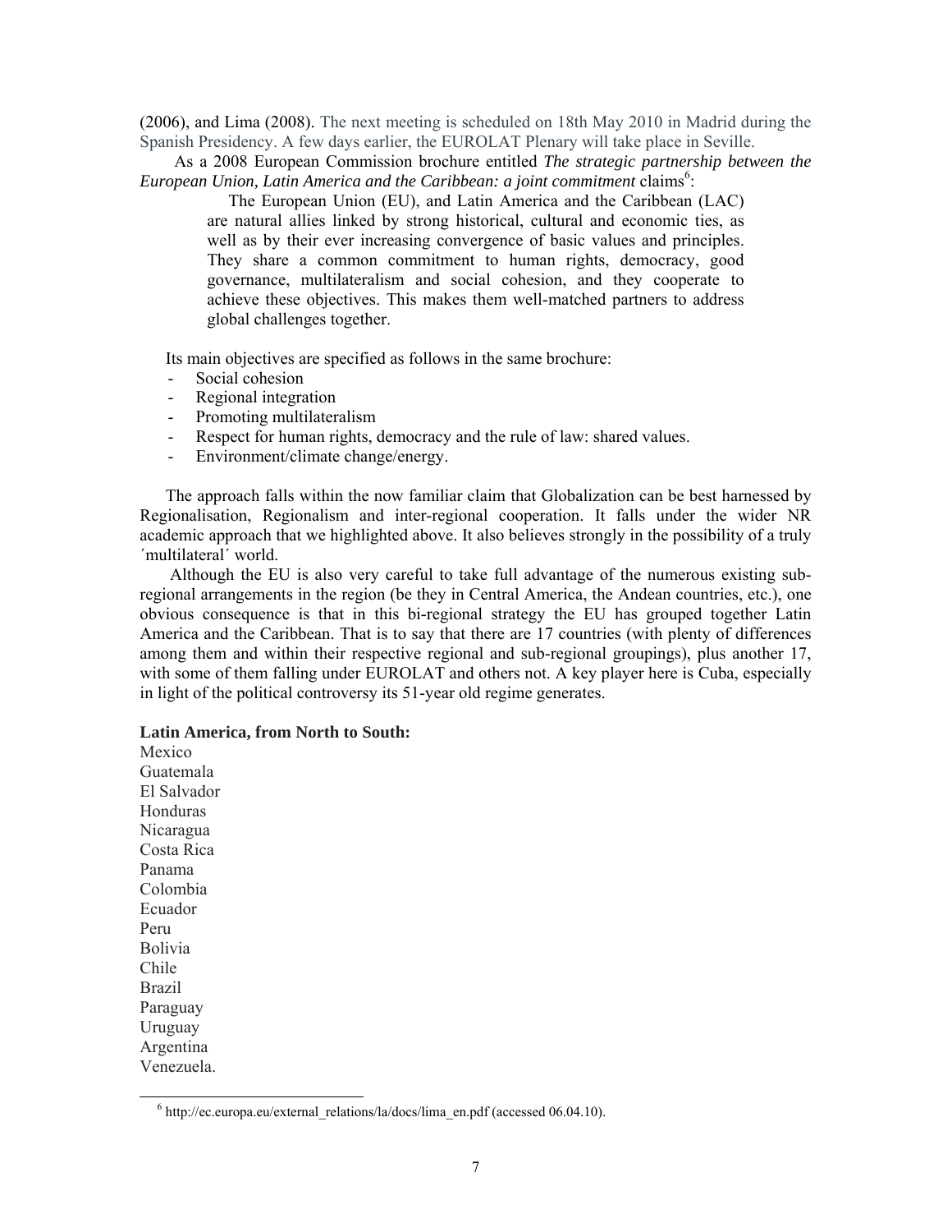(2006), and Lima (2008). The next meeting is scheduled on 18th May 2010 in Madrid during the Spanish Presidency. A few days earlier, the EUROLAT Plenary will take place in Seville.

As a 2008 European Commission brochure entitled *The strategic partnership between the European Union, Latin America and the Caribbean: a joint commitment* claims[6]:

> The European Union (EU), and Latin America and the Caribbean (LAC) are natural allies linked by strong historical, cultural and economic ties, as well as by their ever increasing convergence of basic values and principles. They share a common commitment to human rights, democracy, good governance, multilateralism and social cohesion, and they cooperate to achieve these objectives. This makes them well-matched partners to address global challenges together.

Its main objectives are specified as follows in the same brochure:

- Social cohesion
- Regional integration
- Promoting multilateralism
- Respect for human rights, democracy and the rule of law: shared values.
- Environment/climate change/energy.

The approach falls within the now familiar claim that Globalization can be best harnessed by Regionalisation, Regionalism and inter-regional cooperation. It falls under the wider NR academic approach that we highlighted above. It also believes strongly in the possibility of a truly ´multilateral´ world.

Although the EU is also very careful to take full advantage of the numerous existing sub-regional arrangements in the region (be they in Central America, the Andean countries, etc.), one obvious consequence is that in this bi-regional strategy the EU has grouped together Latin America and the Caribbean. That is to say that there are 17 countries (with plenty of differences among them and within their respective regional and sub-regional groupings), plus another 17, with some of them falling under EUROLAT and others not. A key player here is Cuba, especially in light of the political controversy its 51-year old regime generates.

**Latin America, from North to South:**

Mexico
Guatemala
El Salvador
Honduras
Nicaragua
Costa Rica
Panama
Colombia
Ecuador
Peru
Bolivia
Chile
Brazil
Paraguay
Uruguay
Argentina
Venezuela.

[6] http://ec.europa.eu/external_relations/la/docs/lima_en.pdf (accessed 06.04.10).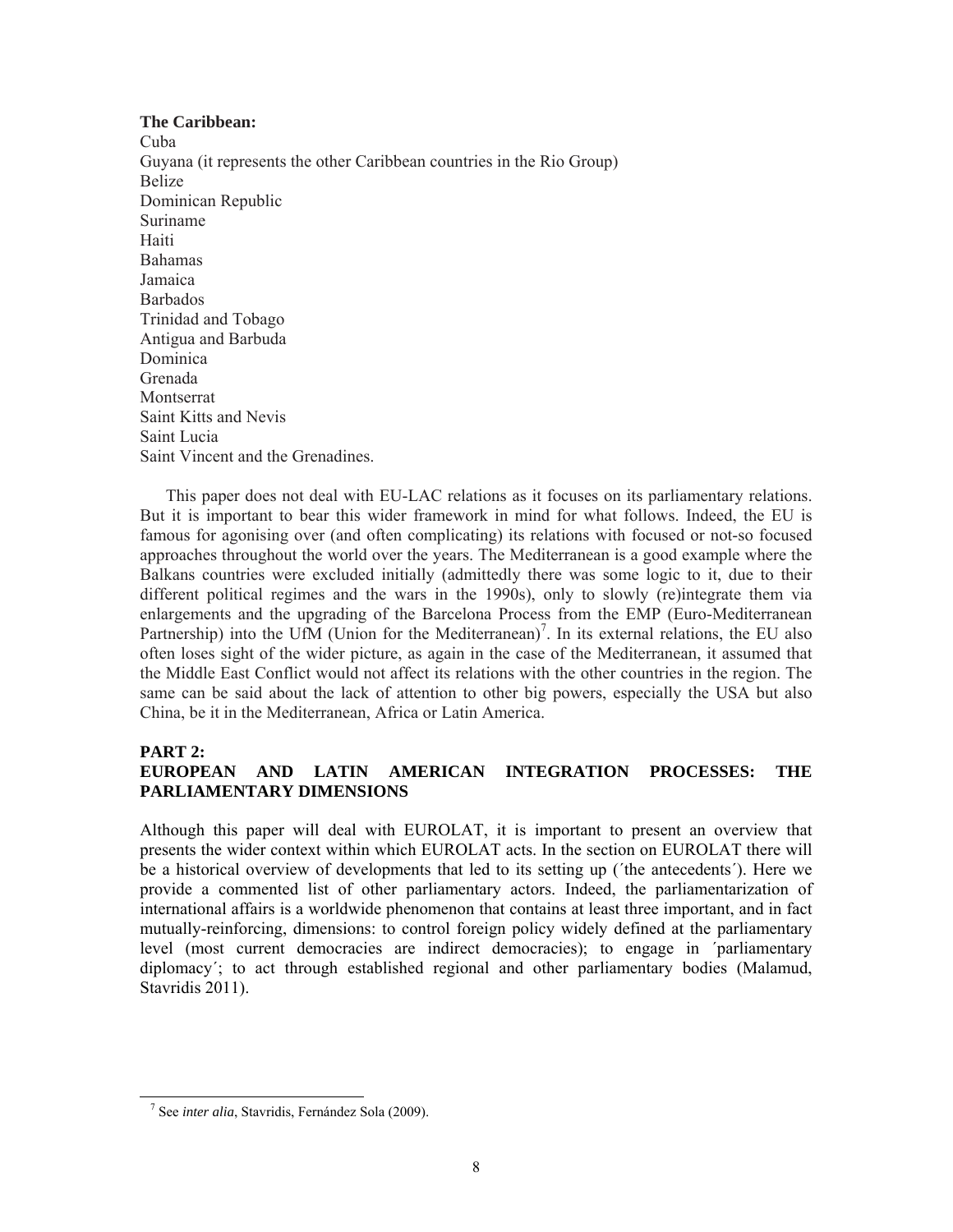**The Caribbean:**

Cuba
Guyana (it represents the other Caribbean countries in the Rio Group)
Belize
Dominican Republic
Suriname
Haiti
Bahamas
Jamaica
Barbados
Trinidad and Tobago
Antigua and Barbuda
Dominica
Grenada
Montserrat
Saint Kitts and Nevis
Saint Lucia
Saint Vincent and the Grenadines.

This paper does not deal with EU-LAC relations as it focuses on its parliamentary relations. But it is important to bear this wider framework in mind for what follows. Indeed, the EU is famous for agonising over (and often complicating) its relations with focused or not-so focused approaches throughout the world over the years. The Mediterranean is a good example where the Balkans countries were excluded initially (admittedly there was some logic to it, due to their different political regimes and the wars in the 1990s), only to slowly (re)integrate them via enlargements and the upgrading of the Barcelona Process from the EMP (Euro-Mediterranean Partnership) into the UfM (Union for the Mediterranean)[7]. In its external relations, the EU also often loses sight of the wider picture, as again in the case of the Mediterranean, it assumed that the Middle East Conflict would not affect its relations with the other countries in the region. The same can be said about the lack of attention to other big powers, especially the USA but also China, be it in the Mediterranean, Africa or Latin America.

## PART 2:
## EUROPEAN AND LATIN AMERICAN INTEGRATION PROCESSES: THE PARLIAMENTARY DIMENSIONS

Although this paper will deal with EUROLAT, it is important to present an overview that presents the wider context within which EUROLAT acts. In the section on EUROLAT there will be a historical overview of developments that led to its setting up (´the antecedents´). Here we provide a commented list of other parliamentary actors. Indeed, the parliamentarization of international affairs is a worldwide phenomenon that contains at least three important, and in fact mutually-reinforcing, dimensions: to control foreign policy widely defined at the parliamentary level (most current democracies are indirect democracies); to engage in ´parliamentary diplomacy´; to act through established regional and other parliamentary bodies (Malamud, Stavridis 2011).

[7] See *inter alia*, Stavridis, Fernández Sola (2009).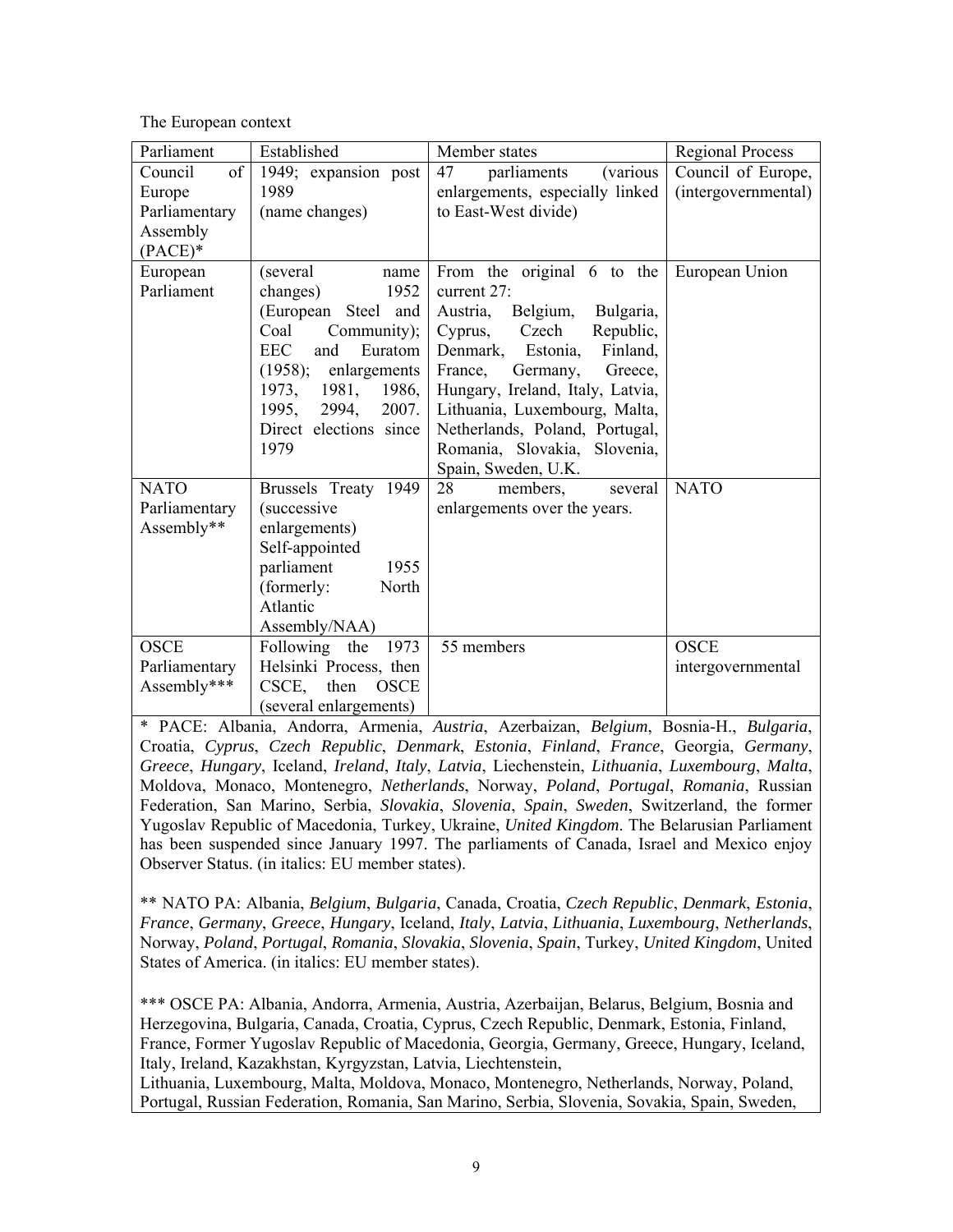The European context

| Parliament | Established | Member states | Regional Process |
|---|---|---|---|
| Council of Europe Parliamentary Assembly (PACE)* | 1949; expansion post 1989 (name changes) | 47 parliaments (various enlargements, especially linked to East-West divide) | Council of Europe, (intergovernmental) |
| European Parliament | (several name changes) 1952 (European Steel and Coal Community); EEC and Euratom (1958); enlargements 1973, 1981, 1986, 1995, 2994, 2007. Direct elections since 1979 | From the original 6 to the current 27: Austria, Belgium, Bulgaria, Cyprus, Czech Republic, Denmark, Estonia, Finland, France, Germany, Greece, Hungary, Ireland, Italy, Latvia, Lithuania, Luxembourg, Malta, Netherlands, Poland, Portugal, Romania, Slovakia, Slovenia, Spain, Sweden, U.K. | European Union |
| NATO Parliamentary Assembly** | Brussels Treaty 1949 (successive enlargements) Self-appointed parliament 1955 (formerly: North Atlantic Assembly/NAA) | 28 members, several enlargements over the years. | NATO |
| OSCE Parliamentary Assembly*** | Following the 1973 Helsinki Process, then CSCE, then OSCE (several enlargements) | 55 members | OSCE intergovernmental |

\* PACE: Albania, Andorra, Armenia, *Austria*, Azerbaizan, *Belgium*, Bosnia-H., *Bulgaria*, Croatia, *Cyprus*, *Czech Republic*, *Denmark*, *Estonia*, *Finland*, *France*, Georgia, *Germany*, *Greece*, *Hungary*, Iceland, *Ireland*, *Italy*, *Latvia*, Liechenstein, *Lithuania*, *Luxembourg*, *Malta*, Moldova, Monaco, Montenegro, *Netherlands*, Norway, *Poland*, *Portugal*, *Romania*, Russian Federation, San Marino, Serbia, *Slovakia*, *Slovenia*, *Spain*, *Sweden*, Switzerland, the former Yugoslav Republic of Macedonia, Turkey, Ukraine, *United Kingdom*. The Belarusian Parliament has been suspended since January 1997. The parliaments of Canada, Israel and Mexico enjoy Observer Status. (in italics: EU member states).

** NATO PA: Albania, *Belgium*, *Bulgaria*, Canada, Croatia, *Czech Republic*, *Denmark*, *Estonia*, *France*, *Germany*, *Greece*, *Hungary*, Iceland, *Italy*, *Latvia*, *Lithuania*, *Luxembourg*, *Netherlands*, Norway, *Poland*, *Portugal*, *Romania*, *Slovakia*, *Slovenia*, *Spain*, Turkey, *United Kingdom*, United States of America. (in italics: EU member states).

*** OSCE PA: Albania, Andorra, Armenia, Austria, Azerbaijan, Belarus, Belgium, Bosnia and Herzegovina, Bulgaria, Canada, Croatia, Cyprus, Czech Republic, Denmark, Estonia, Finland, France, Former Yugoslav Republic of Macedonia, Georgia, Germany, Greece, Hungary, Iceland, Italy, Ireland, Kazakhstan, Kyrgyzstan, Latvia, Liechtenstein, Lithuania, Luxembourg, Malta, Moldova, Monaco, Montenegro, Netherlands, Norway, Poland, Portugal, Russian Federation, Romania, San Marino, Serbia, Slovenia, Sovakia, Spain, Sweden,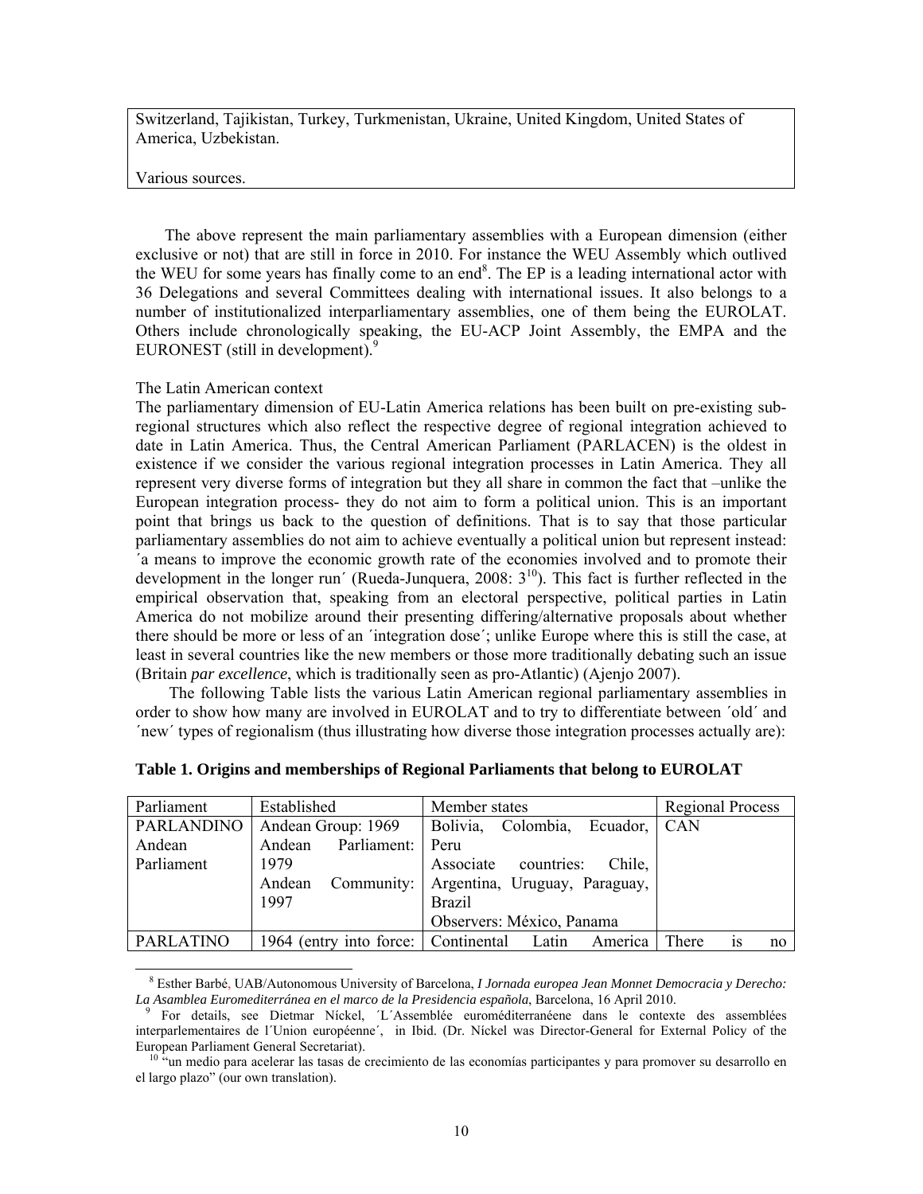| |
|---|
| Switzerland, Tajikistan, Turkey, Turkmenistan, Ukraine, United Kingdom, United States of America, Uzbekistan. |
| Various sources. |

The above represent the main parliamentary assemblies with a European dimension (either exclusive or not) that are still in force in 2010. For instance the WEU Assembly which outlived the WEU for some years has finally come to an end[8]. The EP is a leading international actor with 36 Delegations and several Committees dealing with international issues. It also belongs to a number of institutionalized interparliamentary assemblies, one of them being the EUROLAT. Others include chronologically speaking, the EU-ACP Joint Assembly, the EMPA and the EURONEST (still in development).[9]

The Latin American context

The parliamentary dimension of EU-Latin America relations has been built on pre-existing sub-regional structures which also reflect the respective degree of regional integration achieved to date in Latin America. Thus, the Central American Parliament (PARLACEN) is the oldest in existence if we consider the various regional integration processes in Latin America. They all represent very diverse forms of integration but they all share in common the fact that –unlike the European integration process- they do not aim to form a political union. This is an important point that brings us back to the question of definitions. That is to say that those particular parliamentary assemblies do not aim to achieve eventually a political union but represent instead: ´a means to improve the economic growth rate of the economies involved and to promote their development in the longer run´ (Rueda-Junquera, 2008: 3[10]). This fact is further reflected in the empirical observation that, speaking from an electoral perspective, political parties in Latin America do not mobilize around their presenting differing/alternative proposals about whether there should be more or less of an ´integration dose´; unlike Europe where this is still the case, at least in several countries like the new members or those more traditionally debating such an issue (Britain *par excellence*, which is traditionally seen as pro-Atlantic) (Ajenjo 2007).

The following Table lists the various Latin American regional parliamentary assemblies in order to show how many are involved in EUROLAT and to try to differentiate between ´old´ and ´new´ types of regionalism (thus illustrating how diverse those integration processes actually are):

**Table 1. Origins and memberships of Regional Parliaments that belong to EUROLAT**

| Parliament | Established | Member states | Regional Process |
|---|---|---|---|
| PARLANDINO Andean Parliament | Andean Group: 1969 Andean Parliament: 1979 Andean Community: 1997 | Bolivia, Colombia, Ecuador, Peru Associate countries: Chile, Argentina, Uruguay, Paraguay, Brazil Observers: México, Panama | CAN |
| PARLATINO | 1964 (entry into force: | Continental Latin America | There is no |

[8] Esther Barbé, UAB/Autonomous University of Barcelona, *I Jornada europea Jean Monnet Democracia y Derecho: La Asamblea Euromediterránea en el marco de la Presidencia española*, Barcelona, 16 April 2010.

[9] For details, see Dietmar Níckel, ´L´Assemblée euroméditerranéene dans le contexte des assemblées interparlementaires de l´Union européenne´, in Ibid. (Dr. Níckel was Director-General for External Policy of the European Parliament General Secretariat).

[10] "un medio para acelerar las tasas de crecimiento de las economías participantes y para promover su desarrollo en el largo plazo" (our own translation).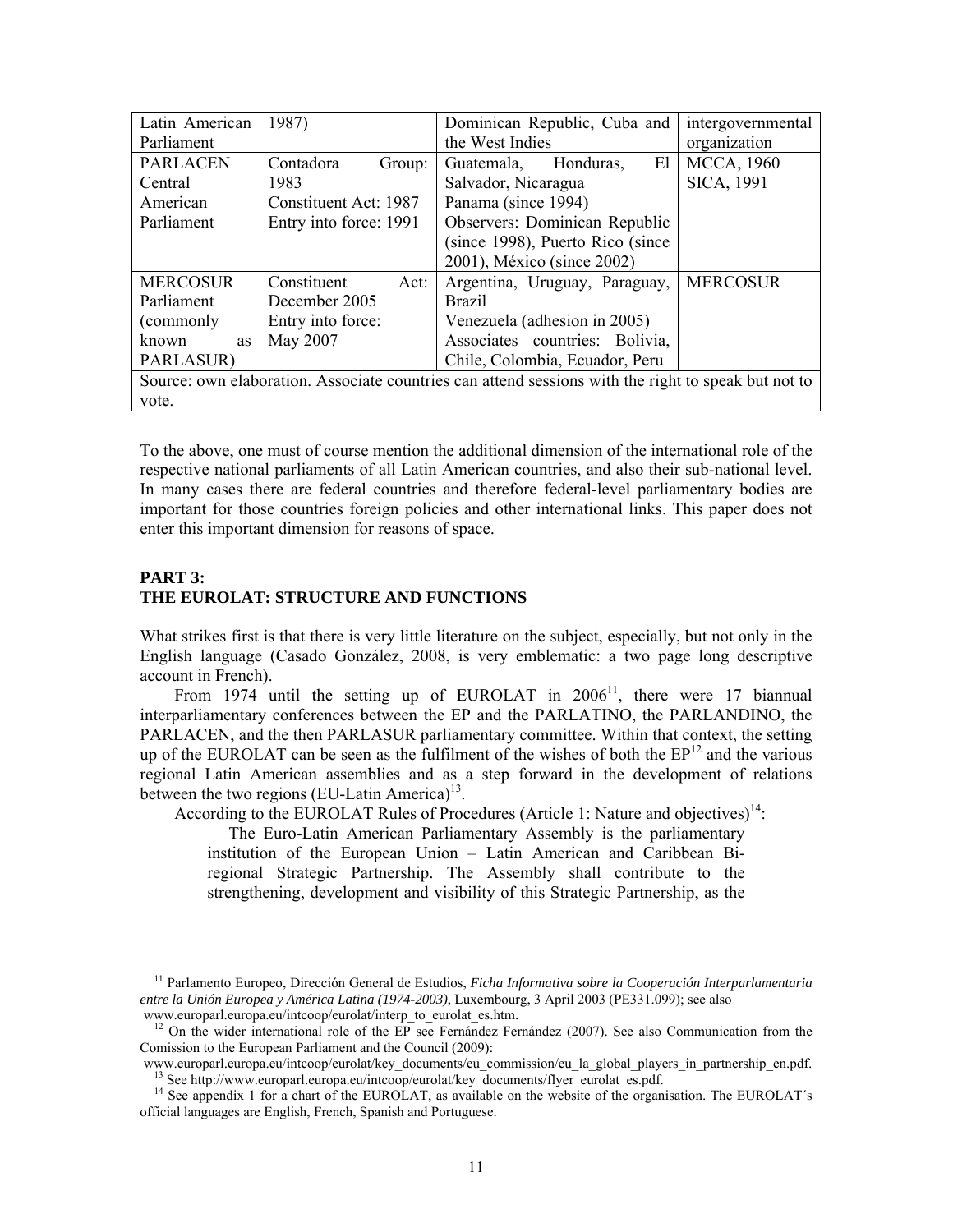| Latin American Parliament | 1987) | Dominican Republic, Cuba and the West Indies | intergovernmental organization |
|---|---|---|---|
| PARLACEN Central American Parliament | Contadora Group: 1983<br>Constituent Act: 1987<br>Entry into force: 1991 | Guatemala, Honduras, El Salvador, Nicaragua<br>Panama (since 1994)<br>Observers: Dominican Republic (since 1998), Puerto Rico (since 2001), México (since 2002) | MCCA, 1960<br>SICA, 1991 |
| MERCOSUR Parliament (commonly known as PARLASUR) | Constituent Act: December 2005<br>Entry into force: May 2007 | Argentina, Uruguay, Paraguay, Brazil<br>Venezuela (adhesion in 2005)<br>Associates countries: Bolivia, Chile, Colombia, Ecuador, Peru | MERCOSUR |
| Source: own elaboration. Associate countries can attend sessions with the right to speak but not to vote. | | | |

To the above, one must of course mention the additional dimension of the international role of the respective national parliaments of all Latin American countries, and also their sub-national level. In many cases there are federal countries and therefore federal-level parliamentary bodies are important for those countries foreign policies and other international links. This paper does not enter this important dimension for reasons of space.

## PART 3:
## THE EUROLAT: STRUCTURE AND FUNCTIONS

What strikes first is that there is very little literature on the subject, especially, but not only in the English language (Casado González, 2008, is very emblematic: a two page long descriptive account in French).

From 1974 until the setting up of EUROLAT in 2006[11], there were 17 biannual interparliamentary conferences between the EP and the PARLATINO, the PARLANDINO, the PARLACEN, and the then PARLASUR parliamentary committee. Within that context, the setting up of the EUROLAT can be seen as the fulfilment of the wishes of both the EP[12] and the various regional Latin American assemblies and as a step forward in the development of relations between the two regions (EU-Latin America)[13].

According to the EUROLAT Rules of Procedures (Article 1: Nature and objectives)[14]:

> The Euro-Latin American Parliamentary Assembly is the parliamentary institution of the European Union – Latin American and Caribbean Bi-regional Strategic Partnership. The Assembly shall contribute to the strengthening, development and visibility of this Strategic Partnership, as the

---

[11] Parlamento Europeo, Dirección General de Estudios, *Ficha Informativa sobre la Cooperación Interparlamentaria entre la Unión Europea y América Latina (1974-2003)*, Luxembourg, 3 April 2003 (PE331.099); see also www.europarl.europa.eu/intcoop/eurolat/interp_to_eurolat_es.htm.

[12] On the wider international role of the EP see Fernández Fernández (2007). See also Communication from the Comission to the European Parliament and the Council (2009): www.europarl.europa.eu/intcoop/eurolat/key_documents/eu_commission/eu_la_global_players_in_partnership_en.pdf.

[13] See http://www.europarl.europa.eu/intcoop/eurolat/key_documents/flyer_eurolat_es.pdf.

[14] See appendix 1 for a chart of the EUROLAT, as available on the website of the organisation. The EUROLAT´s official languages are English, French, Spanish and Portuguese.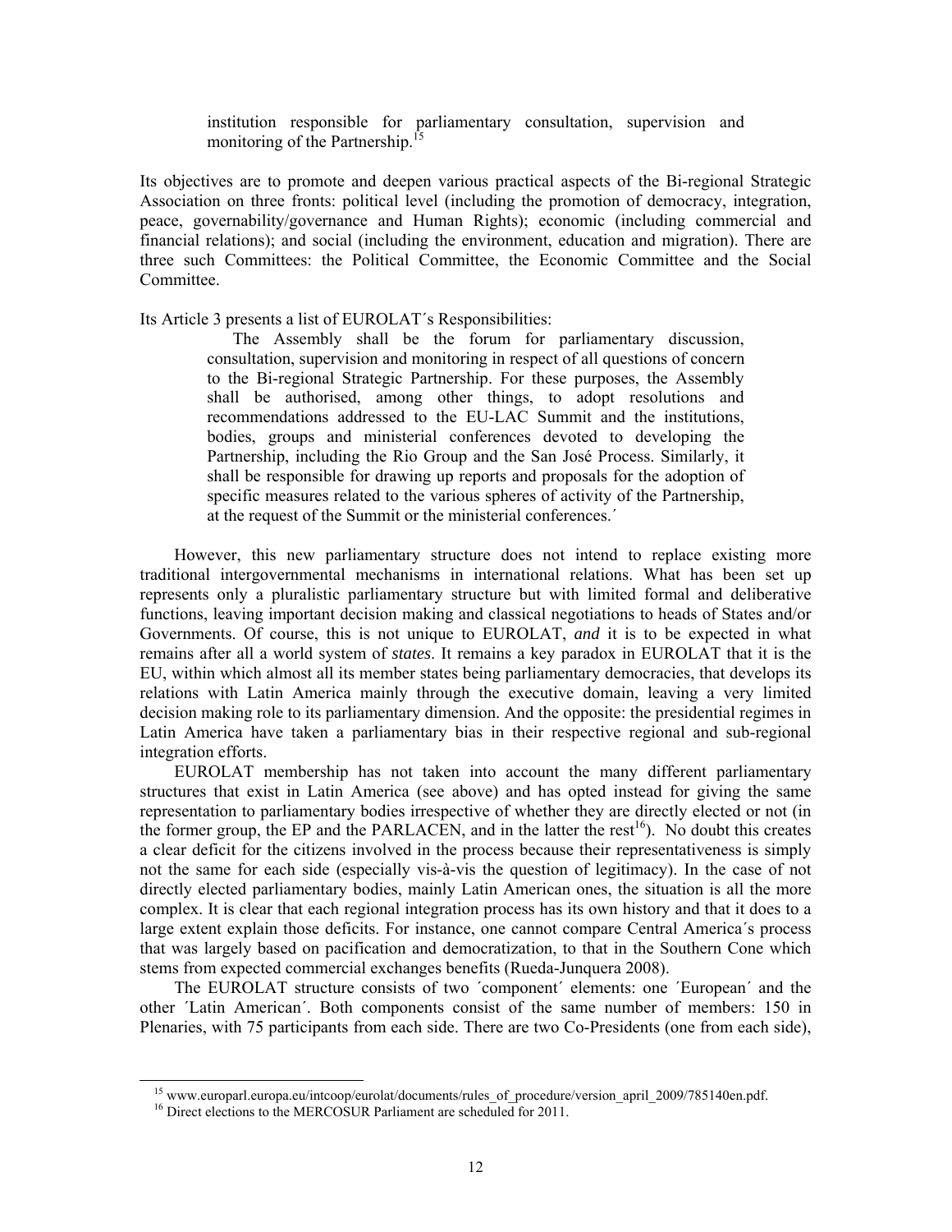> institution responsible for parliamentary consultation, supervision and monitoring of the Partnership.[15]

Its objectives are to promote and deepen various practical aspects of the Bi-regional Strategic Association on three fronts: political level (including the promotion of democracy, integration, peace, governability/governance and Human Rights); economic (including commercial and financial relations); and social (including the environment, education and migration). There are three such Committees: the Political Committee, the Economic Committee and the Social Committee.

Its Article 3 presents a list of EUROLAT´s Responsibilities:

> The Assembly shall be the forum for parliamentary discussion, consultation, supervision and monitoring in respect of all questions of concern to the Bi-regional Strategic Partnership. For these purposes, the Assembly shall be authorised, among other things, to adopt resolutions and recommendations addressed to the EU-LAC Summit and the institutions, bodies, groups and ministerial conferences devoted to developing the Partnership, including the Rio Group and the San José Process. Similarly, it shall be responsible for drawing up reports and proposals for the adoption of specific measures related to the various spheres of activity of the Partnership, at the request of the Summit or the ministerial conferences.´

However, this new parliamentary structure does not intend to replace existing more traditional intergovernmental mechanisms in international relations. What has been set up represents only a pluralistic parliamentary structure but with limited formal and deliberative functions, leaving important decision making and classical negotiations to heads of States and/or Governments. Of course, this is not unique to EUROLAT, *and* it is to be expected in what remains after all a world system of *states*. It remains a key paradox in EUROLAT that it is the EU, within which almost all its member states being parliamentary democracies, that develops its relations with Latin America mainly through the executive domain, leaving a very limited decision making role to its parliamentary dimension. And the opposite: the presidential regimes in Latin America have taken a parliamentary bias in their respective regional and sub-regional integration efforts.

EUROLAT membership has not taken into account the many different parliamentary structures that exist in Latin America (see above) and has opted instead for giving the same representation to parliamentary bodies irrespective of whether they are directly elected or not (in the former group, the EP and the PARLACEN, and in the latter the rest[16]). No doubt this creates a clear deficit for the citizens involved in the process because their representativeness is simply not the same for each side (especially vis-à-vis the question of legitimacy). In the case of not directly elected parliamentary bodies, mainly Latin American ones, the situation is all the more complex. It is clear that each regional integration process has its own history and that it does to a large extent explain those deficits. For instance, one cannot compare Central America´s process that was largely based on pacification and democratization, to that in the Southern Cone which stems from expected commercial exchanges benefits (Rueda-Junquera 2008).

The EUROLAT structure consists of two ´component´ elements: one ´European´ and the other ´Latin American´. Both components consist of the same number of members: 150 in Plenaries, with 75 participants from each side. There are two Co-Presidents (one from each side),

[15] www.europarl.europa.eu/intcoop/eurolat/documents/rules_of_procedure/version_april_2009/785140en.pdf.

[16] Direct elections to the MERCOSUR Parliament are scheduled for 2011.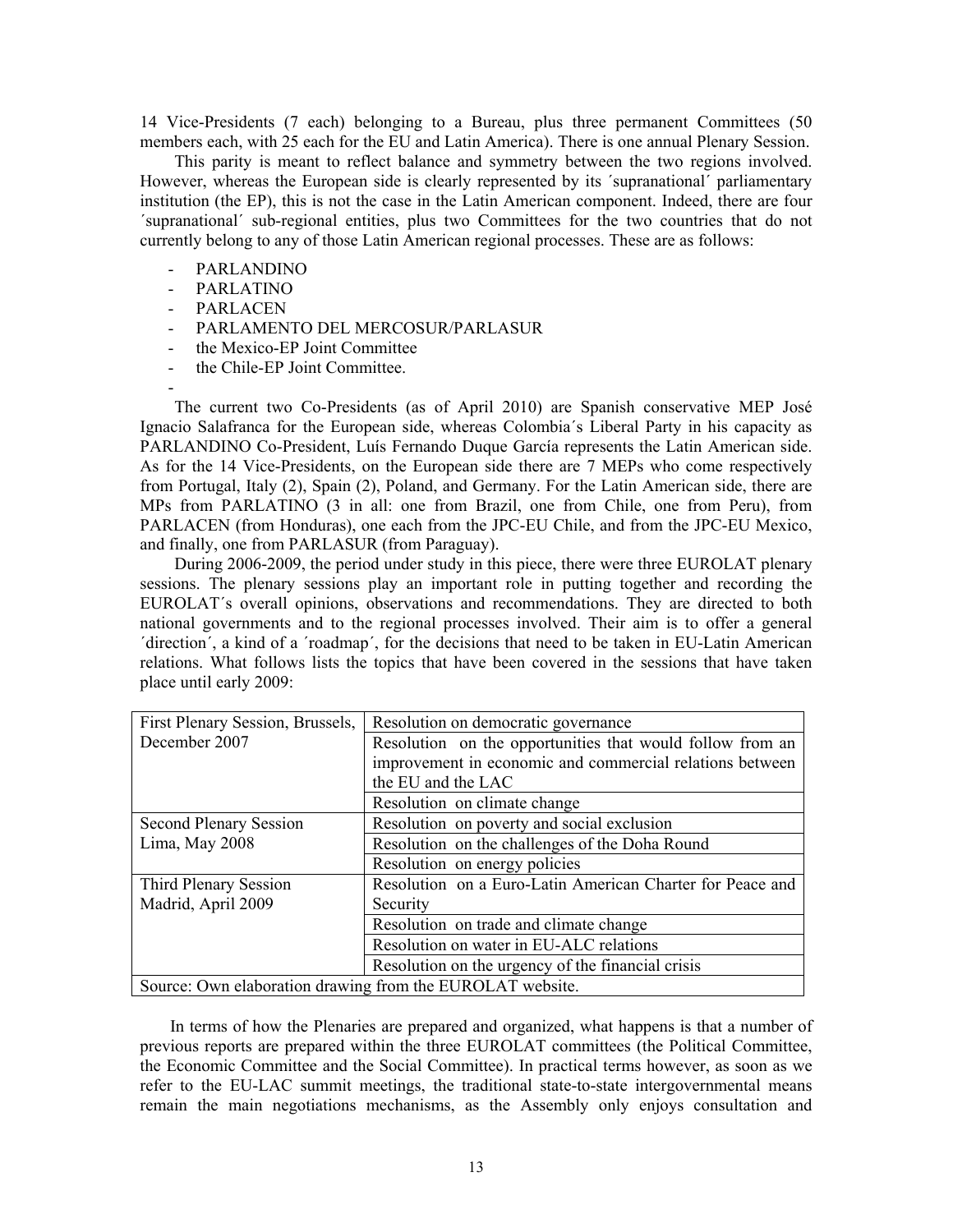14 Vice-Presidents (7 each) belonging to a Bureau, plus three permanent Committees (50 members each, with 25 each for the EU and Latin America). There is one annual Plenary Session.

This parity is meant to reflect balance and symmetry between the two regions involved. However, whereas the European side is clearly represented by its ´supranational´ parliamentary institution (the EP), this is not the case in the Latin American component. Indeed, there are four ´supranational´ sub-regional entities, plus two Committees for the two countries that do not currently belong to any of those Latin American regional processes. These are as follows:

- PARLANDINO
- PARLATINO
- PARLACEN
- PARLAMENTO DEL MERCOSUR/PARLASUR
- the Mexico-EP Joint Committee
- the Chile-EP Joint Committee.
-

The current two Co-Presidents (as of April 2010) are Spanish conservative MEP José Ignacio Salafranca for the European side, whereas Colombia´s Liberal Party in his capacity as PARLANDINO Co-President, Luís Fernando Duque García represents the Latin American side. As for the 14 Vice-Presidents, on the European side there are 7 MEPs who come respectively from Portugal, Italy (2), Spain (2), Poland, and Germany. For the Latin American side, there are MPs from PARLATINO (3 in all: one from Brazil, one from Chile, one from Peru), from PARLACEN (from Honduras), one each from the JPC-EU Chile, and from the JPC-EU Mexico, and finally, one from PARLASUR (from Paraguay).

During 2006-2009, the period under study in this piece, there were three EUROLAT plenary sessions. The plenary sessions play an important role in putting together and recording the EUROLAT´s overall opinions, observations and recommendations. They are directed to both national governments and to the regional processes involved. Their aim is to offer a general ´direction´, a kind of a ´roadmap´, for the decisions that need to be taken in EU-Latin American relations. What follows lists the topics that have been covered in the sessions that have taken place until early 2009:

| | |
|---|---|
| First Plenary Session, Brussels, December 2007 | Resolution on democratic governance |
| | Resolution on the opportunities that would follow from an improvement in economic and commercial relations between the EU and the LAC |
| | Resolution on climate change |
| Second Plenary Session Lima, May 2008 | Resolution on poverty and social exclusion |
| | Resolution on the challenges of the Doha Round |
| | Resolution on energy policies |
| Third Plenary Session Madrid, April 2009 | Resolution on a Euro-Latin American Charter for Peace and Security |
| | Resolution on trade and climate change |
| | Resolution on water in EU-ALC relations |
| | Resolution on the urgency of the financial crisis |
| Source: Own elaboration drawing from the EUROLAT website. | |

In terms of how the Plenaries are prepared and organized, what happens is that a number of previous reports are prepared within the three EUROLAT committees (the Political Committee, the Economic Committee and the Social Committee). In practical terms however, as soon as we refer to the EU-LAC summit meetings, the traditional state-to-state intergovernmental means remain the main negotiations mechanisms, as the Assembly only enjoys consultation and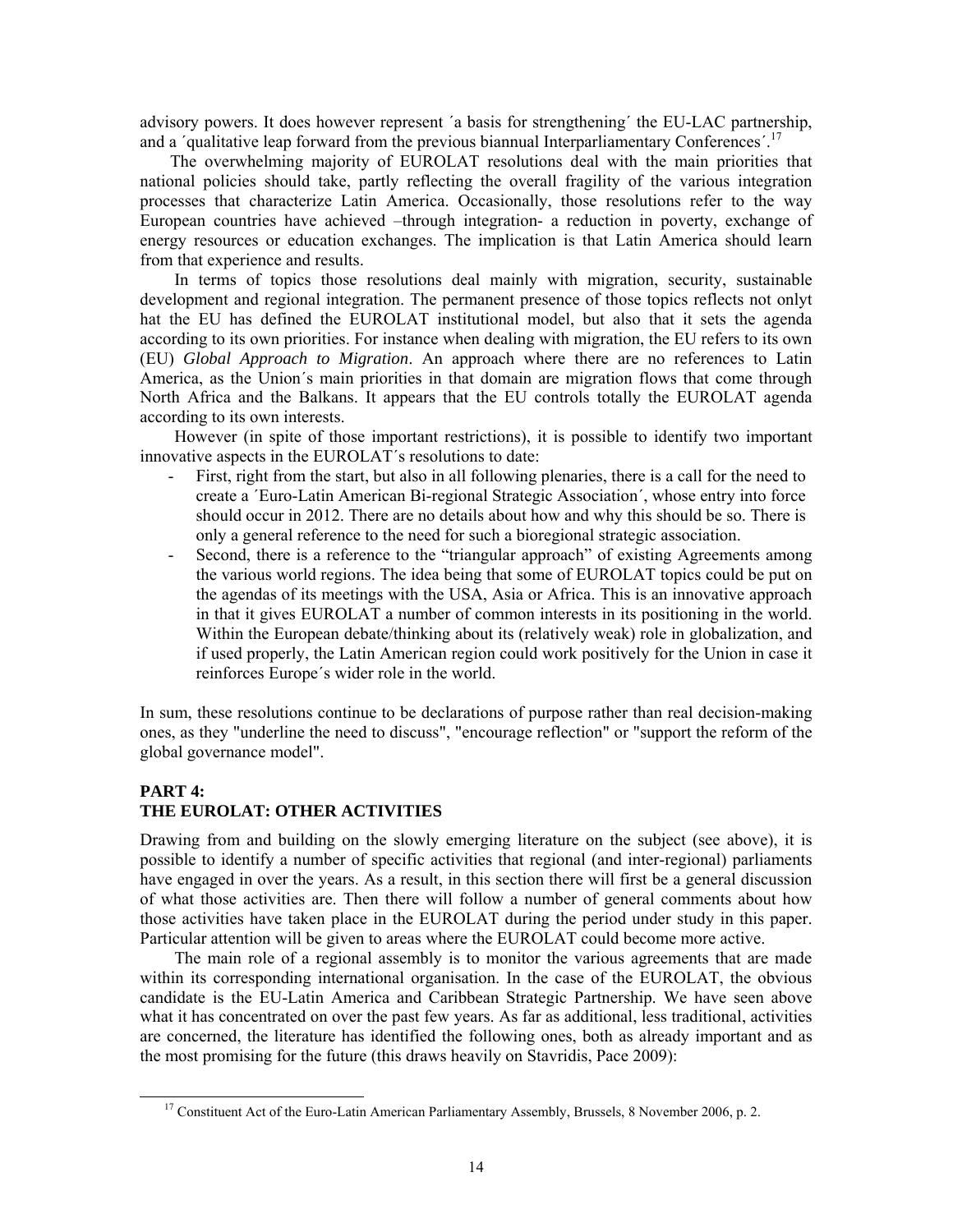advisory powers. It does however represent ´a basis for strengthening´ the EU-LAC partnership, and a ´qualitative leap forward from the previous biannual Interparliamentary Conferences´.[17]

The overwhelming majority of EUROLAT resolutions deal with the main priorities that national policies should take, partly reflecting the overall fragility of the various integration processes that characterize Latin America. Occasionally, those resolutions refer to the way European countries have achieved –through integration- a reduction in poverty, exchange of energy resources or education exchanges. The implication is that Latin America should learn from that experience and results.

In terms of topics those resolutions deal mainly with migration, security, sustainable development and regional integration. The permanent presence of those topics reflects not onlyt hat the EU has defined the EUROLAT institutional model, but also that it sets the agenda according to its own priorities. For instance when dealing with migration, the EU refers to its own (EU) *Global Approach to Migration*. An approach where there are no references to Latin America, as the Union´s main priorities in that domain are migration flows that come through North Africa and the Balkans. It appears that the EU controls totally the EUROLAT agenda according to its own interests.

However (in spite of those important restrictions), it is possible to identify two important innovative aspects in the EUROLAT´s resolutions to date:

- First, right from the start, but also in all following plenaries, there is a call for the need to create a ´Euro-Latin American Bi-regional Strategic Association´, whose entry into force should occur in 2012. There are no details about how and why this should be so. There is only a general reference to the need for such a bioregional strategic association.
- Second, there is a reference to the "triangular approach" of existing Agreements among the various world regions. The idea being that some of EUROLAT topics could be put on the agendas of its meetings with the USA, Asia or Africa. This is an innovative approach in that it gives EUROLAT a number of common interests in its positioning in the world. Within the European debate/thinking about its (relatively weak) role in globalization, and if used properly, the Latin American region could work positively for the Union in case it reinforces Europe´s wider role in the world.

In sum, these resolutions continue to be declarations of purpose rather than real decision-making ones, as they "underline the need to discuss", "encourage reflection" or "support the reform of the global governance model".

## PART 4: THE EUROLAT: OTHER ACTIVITIES

Drawing from and building on the slowly emerging literature on the subject (see above), it is possible to identify a number of specific activities that regional (and inter-regional) parliaments have engaged in over the years. As a result, in this section there will first be a general discussion of what those activities are. Then there will follow a number of general comments about how those activities have taken place in the EUROLAT during the period under study in this paper. Particular attention will be given to areas where the EUROLAT could become more active.

The main role of a regional assembly is to monitor the various agreements that are made within its corresponding international organisation. In the case of the EUROLAT, the obvious candidate is the EU-Latin America and Caribbean Strategic Partnership. We have seen above what it has concentrated on over the past few years. As far as additional, less traditional, activities are concerned, the literature has identified the following ones, both as already important and as the most promising for the future (this draws heavily on Stavridis, Pace 2009):

[17] Constituent Act of the Euro-Latin American Parliamentary Assembly, Brussels, 8 November 2006, p. 2.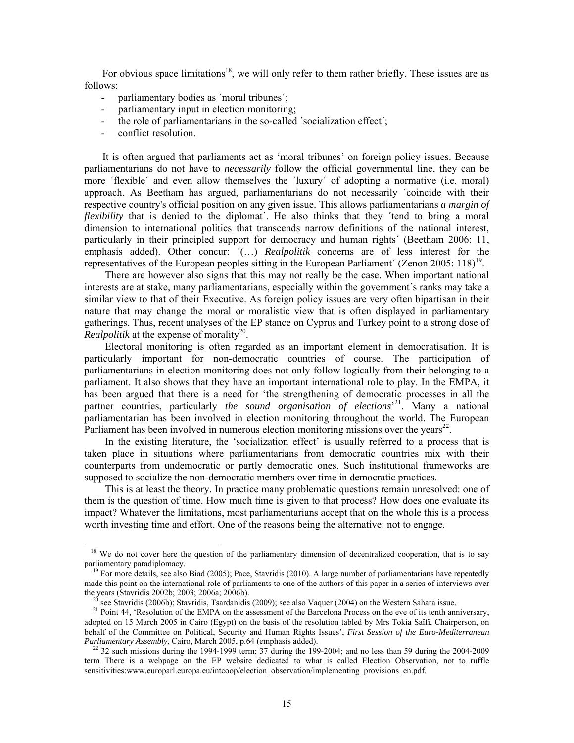For obvious space limitations[18], we will only refer to them rather briefly. These issues are as follows:

- parliamentary bodies as ´moral tribunes´;
- parliamentary input in election monitoring;
- the role of parliamentarians in the so-called ´socialization effect´;
- conflict resolution.

It is often argued that parliaments act as 'moral tribunes' on foreign policy issues. Because parliamentarians do not have to *necessarily* follow the official governmental line, they can be more ´flexible´ and even allow themselves the ´luxury´ of adopting a normative (i.e. moral) approach. As Beetham has argued, parliamentarians do not necessarily ´coincide with their respective country's official position on any given issue. This allows parliamentarians *a margin of flexibility* that is denied to the diplomat´. He also thinks that they ´tend to bring a moral dimension to international politics that transcends narrow definitions of the national interest, particularly in their principled support for democracy and human rights´ (Beetham 2006: 11, emphasis added). Other concur: ´(…) *Realpolitik* concerns are of less interest for the representatives of the European peoples sitting in the European Parliament´ (Zenon 2005: 118)[19].

There are however also signs that this may not really be the case. When important national interests are at stake, many parliamentarians, especially within the government´s ranks may take a similar view to that of their Executive. As foreign policy issues are very often bipartisan in their nature that may change the moral or moralistic view that is often displayed in parliamentary gatherings. Thus, recent analyses of the EP stance on Cyprus and Turkey point to a strong dose of *Realpolitik* at the expense of morality[20].

Electoral monitoring is often regarded as an important element in democratisation. It is particularly important for non-democratic countries of course. The participation of parliamentarians in election monitoring does not only follow logically from their belonging to a parliament. It also shows that they have an important international role to play. In the EMPA, it has been argued that there is a need for 'the strengthening of democratic processes in all the partner countries, particularly *the sound organisation of elections*'[21]. Many a national parliamentarian has been involved in election monitoring throughout the world. The European Parliament has been involved in numerous election monitoring missions over the years[22].

In the existing literature, the 'socialization effect' is usually referred to a process that is taken place in situations where parliamentarians from democratic countries mix with their counterparts from undemocratic or partly democratic ones. Such institutional frameworks are supposed to socialize the non-democratic members over time in democratic practices.

This is at least the theory. In practice many problematic questions remain unresolved: one of them is the question of time. How much time is given to that process? How does one evaluate its impact? Whatever the limitations, most parliamentarians accept that on the whole this is a process worth investing time and effort. One of the reasons being the alternative: not to engage.

---

[18] We do not cover here the question of the parliamentary dimension of decentralized cooperation, that is to say parliamentary paradiplomacy.

[19] For more details, see also Biad (2005); Pace, Stavridis (2010). A large number of parliamentarians have repeatedly made this point on the international role of parliaments to one of the authors of this paper in a series of interviews over the years (Stavridis 2002b; 2003; 2006a; 2006b).

[20] see Stavridis (2006b); Stavridis, Tsardanidis (2009); see also Vaquer (2004) on the Western Sahara issue.

[21] Point 44, 'Resolution of the EMPA on the assessment of the Barcelona Process on the eve of its tenth anniversary, adopted on 15 March 2005 in Cairo (Egypt) on the basis of the resolution tabled by Mrs Tokia Saïfi, Chairperson, on behalf of the Committee on Political, Security and Human Rights Issues', *First Session of the Euro-Mediterranean Parliamentary Assembly*, Cairo, March 2005, p.64 (emphasis added).

[22] 32 such missions during the 1994-1999 term; 37 during the 199-2004; and no less than 59 during the 2004-2009 term There is a webpage on the EP website dedicated to what is called Election Observation, not to ruffle sensitivities:www.europarl.europa.eu/intcoop/election_observation/implementing_provisions_en.pdf.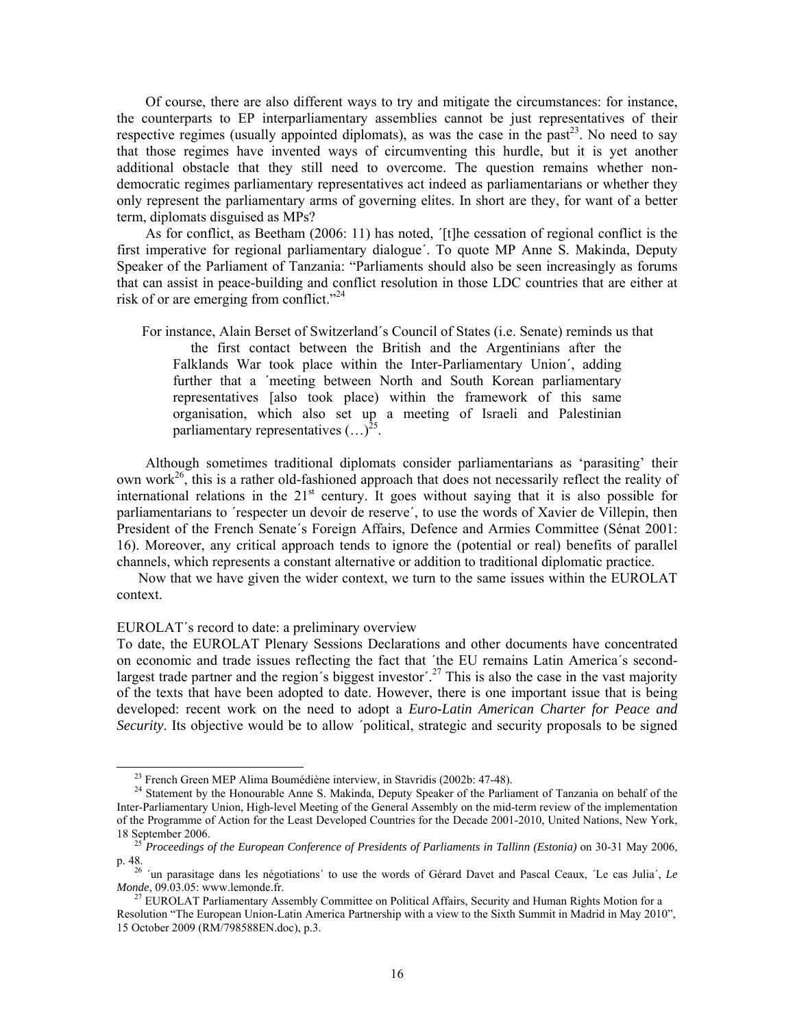Of course, there are also different ways to try and mitigate the circumstances: for instance, the counterparts to EP interparliamentary assemblies cannot be just representatives of their respective regimes (usually appointed diplomats), as was the case in the past[23]. No need to say that those regimes have invented ways of circumventing this hurdle, but it is yet another additional obstacle that they still need to overcome. The question remains whether non-democratic regimes parliamentary representatives act indeed as parliamentarians or whether they only represent the parliamentary arms of governing elites. In short are they, for want of a better term, diplomats disguised as MPs?

As for conflict, as Beetham (2006: 11) has noted, ´[t]he cessation of regional conflict is the first imperative for regional parliamentary dialogue´. To quote MP Anne S. Makinda, Deputy Speaker of the Parliament of Tanzania: "Parliaments should also be seen increasingly as forums that can assist in peace-building and conflict resolution in those LDC countries that are either at risk of or are emerging from conflict."[24]

For instance, Alain Berset of Switzerland´s Council of States (i.e. Senate) reminds us that

> the first contact between the British and the Argentinians after the Falklands War took place within the Inter-Parliamentary Union´, adding further that a ´meeting between North and South Korean parliamentary representatives [also took place) within the framework of this same organisation, which also set up a meeting of Israeli and Palestinian parliamentary representatives (…)[25].

Although sometimes traditional diplomats consider parliamentarians as 'parasiting' their own work[26], this is a rather old-fashioned approach that does not necessarily reflect the reality of international relations in the 21st century. It goes without saying that it is also possible for parliamentarians to ´respecter un devoir de reserve´, to use the words of Xavier de Villepin, then President of the French Senate´s Foreign Affairs, Defence and Armies Committee (Sénat 2001: 16). Moreover, any critical approach tends to ignore the (potential or real) benefits of parallel channels, which represents a constant alternative or addition to traditional diplomatic practice.

Now that we have given the wider context, we turn to the same issues within the EUROLAT context.

EUROLAT´s record to date: a preliminary overview

To date, the EUROLAT Plenary Sessions Declarations and other documents have concentrated on economic and trade issues reflecting the fact that ´the EU remains Latin America´s second-largest trade partner and the region´s biggest investor´.[27] This is also the case in the vast majority of the texts that have been adopted to date. However, there is one important issue that is being developed: recent work on the need to adopt a *Euro-Latin American Charter for Peace and Security*. Its objective would be to allow ´political, strategic and security proposals to be signed

---

[23] French Green MEP Alima Boumédiène interview, in Stavridis (2002b: 47-48).

[24] Statement by the Honourable Anne S. Makinda, Deputy Speaker of the Parliament of Tanzania on behalf of the Inter-Parliamentary Union, High-level Meeting of the General Assembly on the mid-term review of the implementation of the Programme of Action for the Least Developed Countries for the Decade 2001-2010, United Nations, New York, 18 September 2006.

[25] *Proceedings of the European Conference of Presidents of Parliaments in Tallinn (Estonia)* on 30-31 May 2006, p. 48.

[26] ´un parasitage dans les négotiations´ to use the words of Gérard Davet and Pascal Ceaux, ´Le cas Julia´, *Le Monde*, 09.03.05: www.lemonde.fr.

[27] EUROLAT Parliamentary Assembly Committee on Political Affairs, Security and Human Rights Motion for a Resolution "The European Union-Latin America Partnership with a view to the Sixth Summit in Madrid in May 2010", 15 October 2009 (RM/798588EN.doc), p.3.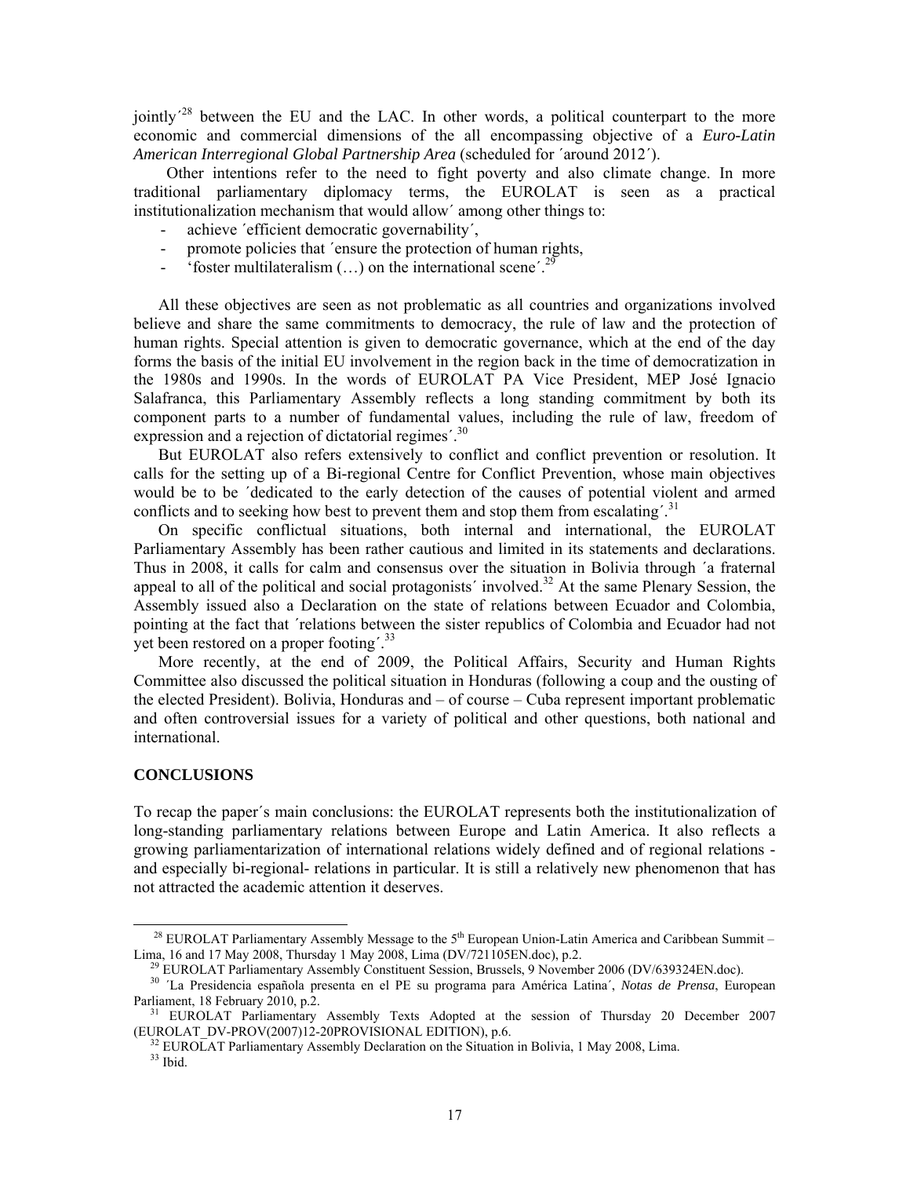jointly´[28] between the EU and the LAC. In other words, a political counterpart to the more economic and commercial dimensions of the all encompassing objective of a *Euro-Latin American Interregional Global Partnership Area* (scheduled for ´around 2012´).

Other intentions refer to the need to fight poverty and also climate change. In more traditional parliamentary diplomacy terms, the EUROLAT is seen as a practical institutionalization mechanism that would allow´ among other things to:

- achieve ´efficient democratic governability´,
- promote policies that ´ensure the protection of human rights,
- 'foster multilateralism (…) on the international scene´.[29]

All these objectives are seen as not problematic as all countries and organizations involved believe and share the same commitments to democracy, the rule of law and the protection of human rights. Special attention is given to democratic governance, which at the end of the day forms the basis of the initial EU involvement in the region back in the time of democratization in the 1980s and 1990s. In the words of EUROLAT PA Vice President, MEP José Ignacio Salafranca, this Parliamentary Assembly reflects a long standing commitment by both its component parts to a number of fundamental values, including the rule of law, freedom of expression and a rejection of dictatorial regimes´.[30]

But EUROLAT also refers extensively to conflict and conflict prevention or resolution. It calls for the setting up of a Bi-regional Centre for Conflict Prevention, whose main objectives would be to be ´dedicated to the early detection of the causes of potential violent and armed conflicts and to seeking how best to prevent them and stop them from escalating´.[31]

On specific conflictual situations, both internal and international, the EUROLAT Parliamentary Assembly has been rather cautious and limited in its statements and declarations. Thus in 2008, it calls for calm and consensus over the situation in Bolivia through ´a fraternal appeal to all of the political and social protagonists´ involved.[32] At the same Plenary Session, the Assembly issued also a Declaration on the state of relations between Ecuador and Colombia, pointing at the fact that ´relations between the sister republics of Colombia and Ecuador had not yet been restored on a proper footing´.[33]

More recently, at the end of 2009, the Political Affairs, Security and Human Rights Committee also discussed the political situation in Honduras (following a coup and the ousting of the elected President). Bolivia, Honduras and – of course – Cuba represent important problematic and often controversial issues for a variety of political and other questions, both national and international.

## CONCLUSIONS

To recap the paper´s main conclusions: the EUROLAT represents both the institutionalization of long-standing parliamentary relations between Europe and Latin America. It also reflects a growing parliamentarization of international relations widely defined and of regional relations - and especially bi-regional- relations in particular. It is still a relatively new phenomenon that has not attracted the academic attention it deserves.

---

[28] EUROLAT Parliamentary Assembly Message to the 5th European Union-Latin America and Caribbean Summit – Lima, 16 and 17 May 2008, Thursday 1 May 2008, Lima (DV/721105EN.doc), p.2.

[29] EUROLAT Parliamentary Assembly Constituent Session, Brussels, 9 November 2006 (DV/639324EN.doc).

[30] ´La Presidencia española presenta en el PE su programa para América Latina´, *Notas de Prensa*, European Parliament, 18 February 2010, p.2.

[31] EUROLAT Parliamentary Assembly Texts Adopted at the session of Thursday 20 December 2007 (EUROLAT_DV-PROV(2007)12-20PROVISIONAL EDITION), p.6.

[32] EUROLAT Parliamentary Assembly Declaration on the Situation in Bolivia, 1 May 2008, Lima.

[33] Ibid.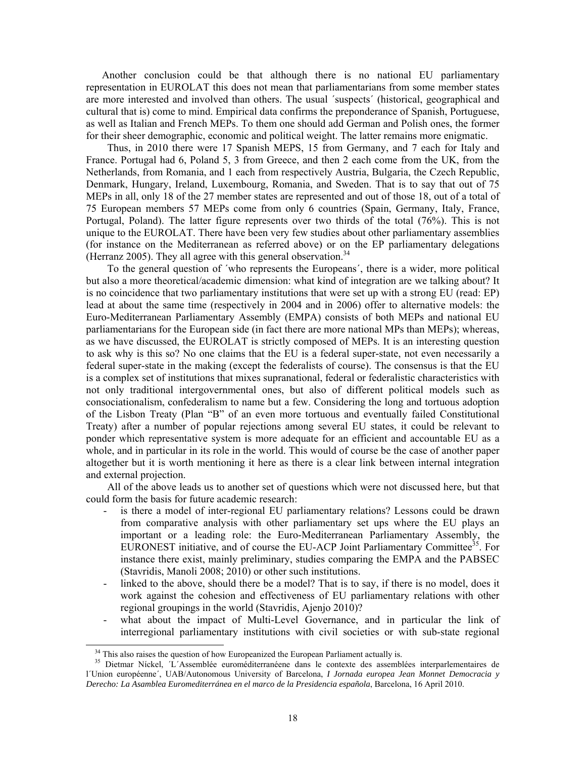Another conclusion could be that although there is no national EU parliamentary representation in EUROLAT this does not mean that parliamentarians from some member states are more interested and involved than others. The usual ´suspects´ (historical, geographical and cultural that is) come to mind. Empirical data confirms the preponderance of Spanish, Portuguese, as well as Italian and French MEPs. To them one should add German and Polish ones, the former for their sheer demographic, economic and political weight. The latter remains more enigmatic.

Thus, in 2010 there were 17 Spanish MEPS, 15 from Germany, and 7 each for Italy and France. Portugal had 6, Poland 5, 3 from Greece, and then 2 each come from the UK, from the Netherlands, from Romania, and 1 each from respectively Austria, Bulgaria, the Czech Republic, Denmark, Hungary, Ireland, Luxembourg, Romania, and Sweden. That is to say that out of 75 MEPs in all, only 18 of the 27 member states are represented and out of those 18, out of a total of 75 European members 57 MEPs come from only 6 countries (Spain, Germany, Italy, France, Portugal, Poland). The latter figure represents over two thirds of the total (76%). This is not unique to the EUROLAT. There have been very few studies about other parliamentary assemblies (for instance on the Mediterranean as referred above) or on the EP parliamentary delegations (Herranz 2005). They all agree with this general observation.[34]

To the general question of ´who represents the Europeans´, there is a wider, more political but also a more theoretical/academic dimension: what kind of integration are we talking about? It is no coincidence that two parliamentary institutions that were set up with a strong EU (read: EP) lead at about the same time (respectively in 2004 and in 2006) offer to alternative models: the Euro-Mediterranean Parliamentary Assembly (EMPA) consists of both MEPs and national EU parliamentarians for the European side (in fact there are more national MPs than MEPs); whereas, as we have discussed, the EUROLAT is strictly composed of MEPs. It is an interesting question to ask why is this so? No one claims that the EU is a federal super-state, not even necessarily a federal super-state in the making (except the federalists of course). The consensus is that the EU is a complex set of institutions that mixes supranational, federal or federalistic characteristics with not only traditional intergovernmental ones, but also of different political models such as consociationalism, confederalism to name but a few. Considering the long and tortuous adoption of the Lisbon Treaty (Plan "B" of an even more tortuous and eventually failed Constitutional Treaty) after a number of popular rejections among several EU states, it could be relevant to ponder which representative system is more adequate for an efficient and accountable EU as a whole, and in particular in its role in the world. This would of course be the case of another paper altogether but it is worth mentioning it here as there is a clear link between internal integration and external projection.

All of the above leads us to another set of questions which were not discussed here, but that could form the basis for future academic research:

- is there a model of inter-regional EU parliamentary relations? Lessons could be drawn from comparative analysis with other parliamentary set ups where the EU plays an important or a leading role: the Euro-Mediterranean Parliamentary Assembly, the EURONEST initiative, and of course the EU-ACP Joint Parliamentary Committee[35]. For instance there exist, mainly preliminary, studies comparing the EMPA and the PABSEC (Stavridis, Manoli 2008; 2010) or other such institutions.
- linked to the above, should there be a model? That is to say, if there is no model, does it work against the cohesion and effectiveness of EU parliamentary relations with other regional groupings in the world (Stavridis, Ajenjo 2010)?
- what about the impact of Multi-Level Governance, and in particular the link of interregional parliamentary institutions with civil societies or with sub-state regional

[34] This also raises the question of how Europeanized the European Parliament actually is.

[35] Dietmar Níckel, ´L´Assemblée euroméditerranéene dans le contexte des assemblées interparlementaires de l´Union européenne´, UAB/Autonomous University of Barcelona, *I Jornada europea Jean Monnet Democracia y Derecho: La Asamblea Euromediterránea en el marco de la Presidencia española*, Barcelona, 16 April 2010.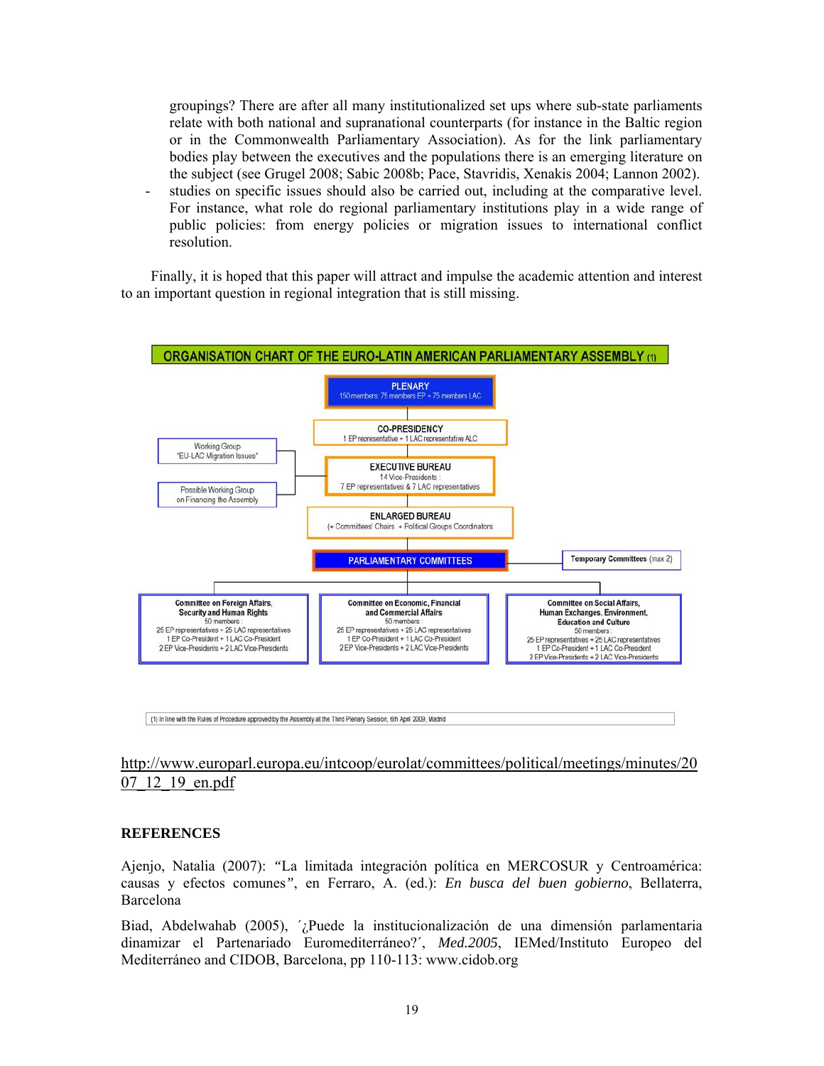groupings? There are after all many institutionalized set ups where sub-state parliaments relate with both national and supranational counterparts (for instance in the Baltic region or in the Commonwealth Parliamentary Association). As for the link parliamentary bodies play between the executives and the populations there is an emerging literature on the subject (see Grugel 2008; Sabic 2008b; Pace, Stavridis, Xenakis 2004; Lannon 2002).

- studies on specific issues should also be carried out, including at the comparative level. For instance, what role do regional parliamentary institutions play in a wide range of public policies: from energy policies or migration issues to international conflict resolution.

Finally, it is hoped that this paper will attract and impulse the academic attention and interest to an important question in regional integration that is still missing.

ORGANISATION CHART OF THE EURO-LATIN AMERICAN PARLIAMENTARY ASSEMBLY (1)

PLENARY
150 members: 75 members EP + 75 members LAC

CO-PRESIDENCY
1 EP representative + 1 LAC representative ALC

Working Group
"EU-LAC Migration Issues"

Possible Working Group
on Financing the Assembly

EXECUTIVE BUREAU
14 Vice-Presidents :
7 EP representatives & 7 LAC representatives

ENLARGED BUREAU
(+ Committees' Chairs + Political Groups Coordinators

PARLIAMENTARY COMMITTEES

Temporary Committees (max 2)

Committee on Foreign Affairs, Security and Human Rights
50 members :
25 EP representatives + 25 LAC representatives
1 EP Co-President + 1 LAC Co-President
2 EP Vice-Presidents + 2 LAC Vice-Presidents

Committee on Economic, Financial and Commercial Affairs
50 members :
25 EP representatives + 25 LAC representatives
1 EP Co-President + 1 LAC Co-President
2 EP Vice-Presidents + 2 LAC Vice-Presidents

Committee on Social Affairs, Human Exchanges, Environment, Education and Culture
50 members :
25 EP representatives + 25 LAC representatives
1 EP Co-President + 1 LAC Co-President
2 EP Vice-Presidents + 2 LAC Vice-Presidents

(1) In line with the Rules of Procedure approved by the Assembly at the Third Plenary Session, 6th April 2009, Madrid

http://www.europarl.europa.eu/intcoop/eurolat/committees/political/meetings/minutes/2007_12_19_en.pdf

**REFERENCES**

Ajenjo, Natalia (2007): "La limitada integración política en MERCOSUR y Centroamérica: causas y efectos comunes", en Ferraro, A. (ed.): *En busca del buen gobierno*, Bellaterra, Barcelona

Biad, Abdelwahab (2005), ´¿Puede la institucionalización de una dimensión parlamentaria dinamizar el Partenariado Euromediterráneo?´, *Med.2005*, IEMed/Instituto Europeo del Mediterráneo and CIDOB, Barcelona, pp 110-113: www.cidob.org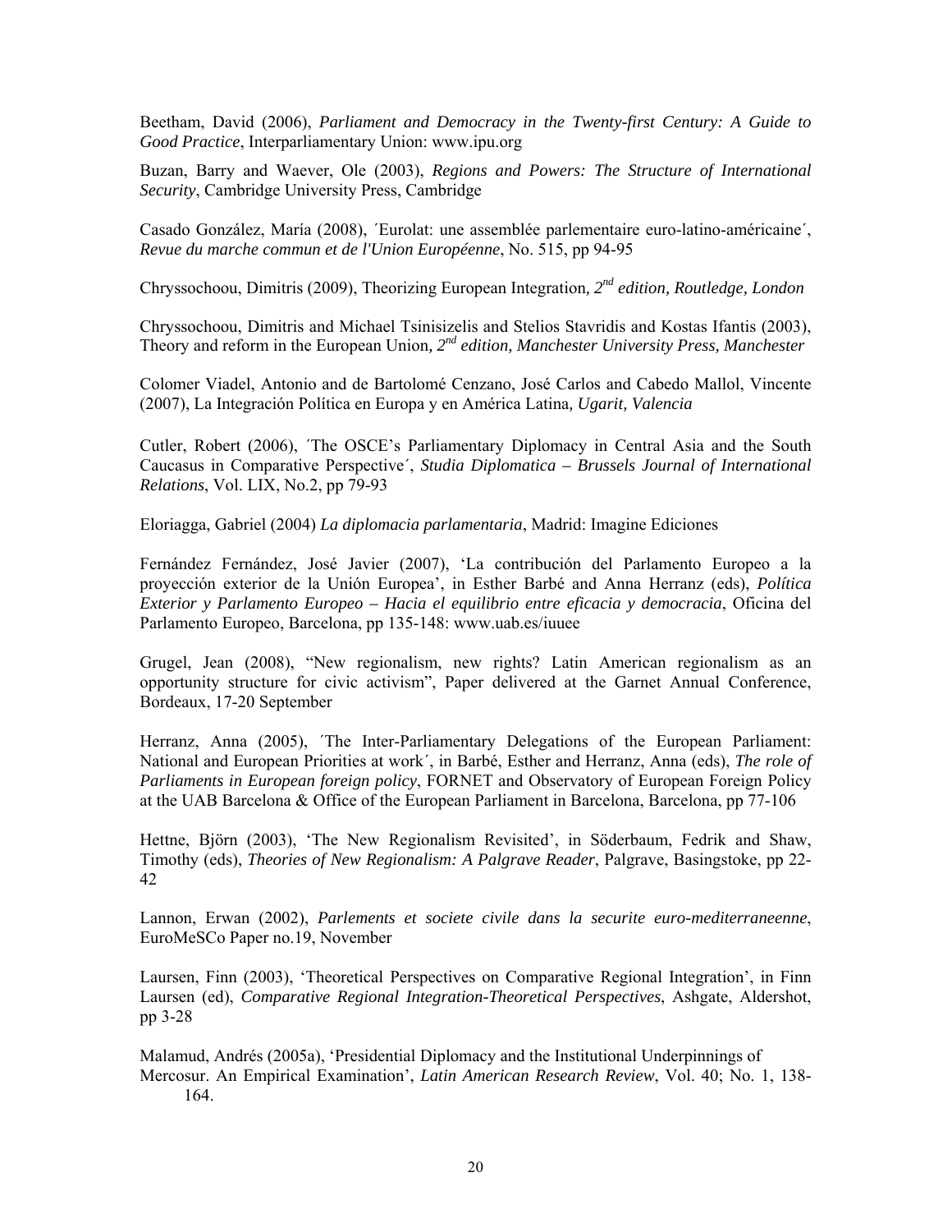Beetham, David (2006), *Parliament and Democracy in the Twenty-first Century: A Guide to Good Practice*, Interparliamentary Union: www.ipu.org

Buzan, Barry and Waever, Ole (2003), *Regions and Powers: The Structure of International Security*, Cambridge University Press, Cambridge

Casado González, María (2008), ´Eurolat: une assemblée parlementaire euro-latino-américaine´, *Revue du marche commun et de l'Union Européenne*, No. 515, pp 94-95

Chryssochoou, Dimitris (2009), Theorizing European Integration*, 2nd edition, Routledge, London*

Chryssochoou, Dimitris and Michael Tsinisizelis and Stelios Stavridis and Kostas Ifantis (2003), Theory and reform in the European Union*, 2nd edition, Manchester University Press, Manchester*

Colomer Viadel, Antonio and de Bartolomé Cenzano, José Carlos and Cabedo Mallol, Vincente (2007), La Integración Política en Europa y en América Latina*, Ugarit, Valencia*

Cutler, Robert (2006), ´The OSCE's Parliamentary Diplomacy in Central Asia and the South Caucasus in Comparative Perspective´, *Studia Diplomatica – Brussels Journal of International Relations*, Vol. LIX, No.2, pp 79-93

Eloriagga, Gabriel (2004) *La diplomacia parlamentaria*, Madrid: Imagine Ediciones

Fernández Fernández, José Javier (2007), 'La contribución del Parlamento Europeo a la proyección exterior de la Unión Europea', in Esther Barbé and Anna Herranz (eds), *Política Exterior y Parlamento Europeo – Hacia el equilibrio entre eficacia y democracia*, Oficina del Parlamento Europeo, Barcelona, pp 135-148: www.uab.es/iuuee

Grugel, Jean (2008), "New regionalism, new rights? Latin American regionalism as an opportunity structure for civic activism", Paper delivered at the Garnet Annual Conference, Bordeaux, 17-20 September

Herranz, Anna (2005), ´The Inter-Parliamentary Delegations of the European Parliament: National and European Priorities at work´, in Barbé, Esther and Herranz, Anna (eds), *The role of Parliaments in European foreign policy*, FORNET and Observatory of European Foreign Policy at the UAB Barcelona & Office of the European Parliament in Barcelona, Barcelona, pp 77-106

Hettne, Björn (2003), 'The New Regionalism Revisited', in Söderbaum, Fedrik and Shaw, Timothy (eds), *Theories of New Regionalism: A Palgrave Reader*, Palgrave, Basingstoke, pp 22-42

Lannon, Erwan (2002), *Parlements et societe civile dans la securite euro-mediterraneenne*, EuroMeSCo Paper no.19, November

Laursen, Finn (2003), 'Theoretical Perspectives on Comparative Regional Integration', in Finn Laursen (ed), *Comparative Regional Integration-Theoretical Perspectives*, Ashgate, Aldershot, pp 3-28

Malamud, Andrés (2005a), 'Presidential Diplomacy and the Institutional Underpinnings of Mercosur. An Empirical Examination', *Latin American Research Review*, Vol. 40; No. 1, 138-164.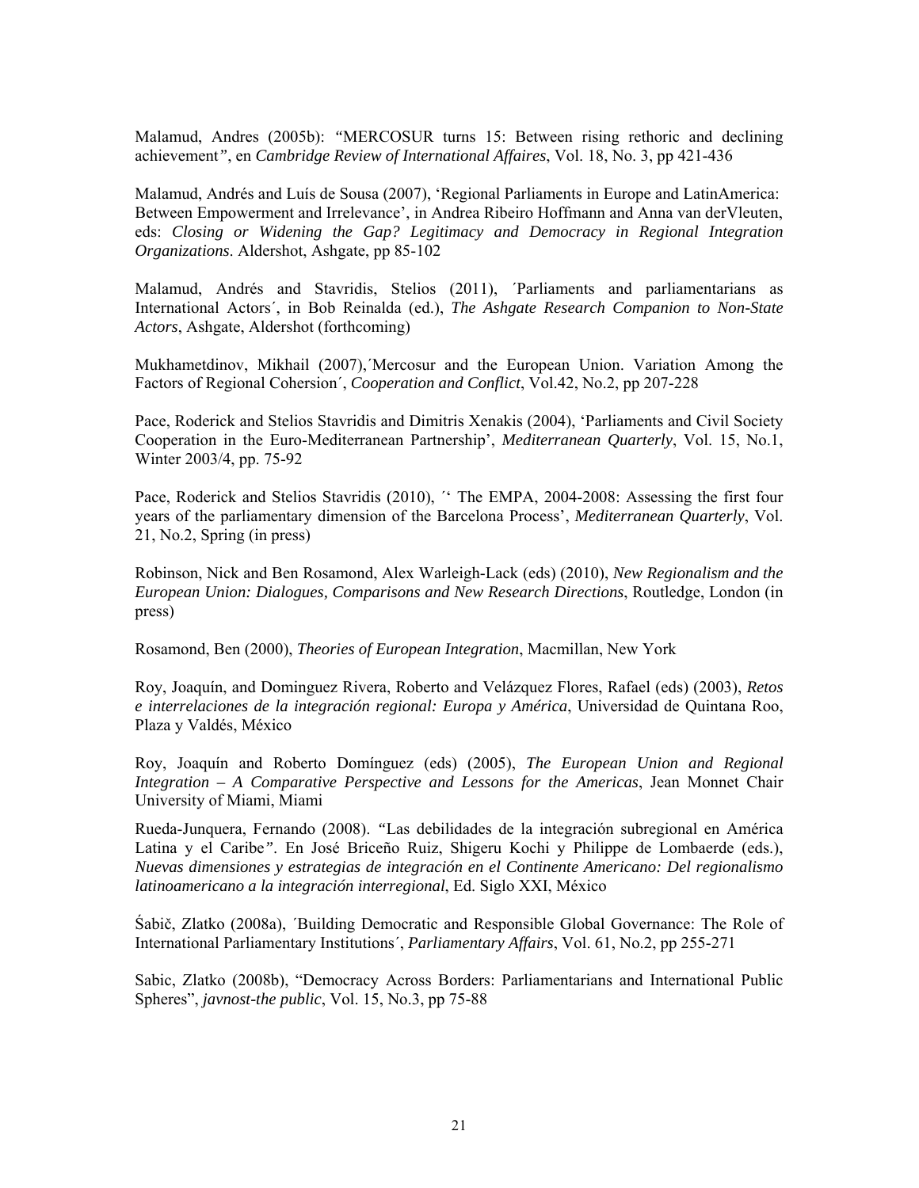Malamud, Andres (2005b): *"*MERCOSUR turns 15: Between rising rethoric and declining achievement*"*, en *Cambridge Review of International Affaires*, Vol. 18, No. 3, pp 421-436

Malamud, Andrés and Luís de Sousa (2007), 'Regional Parliaments in Europe and LatinAmerica: Between Empowerment and Irrelevance', in Andrea Ribeiro Hoffmann and Anna van derVleuten, eds: *Closing or Widening the Gap? Legitimacy and Democracy in Regional Integration Organizations*. Aldershot, Ashgate, pp 85-102

Malamud, Andrés and Stavridis, Stelios (2011), ´Parliaments and parliamentarians as International Actors´, in Bob Reinalda (ed.), *The Ashgate Research Companion to Non-State Actors*, Ashgate, Aldershot (forthcoming)

Mukhametdinov, Mikhail (2007),´Mercosur and the European Union. Variation Among the Factors of Regional Cohersion´, *Cooperation and Conflict*, Vol.42, No.2, pp 207-228

Pace, Roderick and Stelios Stavridis and Dimitris Xenakis (2004), 'Parliaments and Civil Society Cooperation in the Euro-Mediterranean Partnership', *Mediterranean Quarterly*, Vol. 15, No.1, Winter 2003/4, pp. 75-92

Pace, Roderick and Stelios Stavridis (2010), ´' The EMPA, 2004-2008: Assessing the first four years of the parliamentary dimension of the Barcelona Process', *Mediterranean Quarterly*, Vol. 21, No.2, Spring (in press)

Robinson, Nick and Ben Rosamond, Alex Warleigh-Lack (eds) (2010), *New Regionalism and the European Union: Dialogues, Comparisons and New Research Directions*, Routledge, London (in press)

Rosamond, Ben (2000), *Theories of European Integration*, Macmillan, New York

Roy, Joaquín, and Dominguez Rivera, Roberto and Velázquez Flores, Rafael (eds) (2003), *Retos e interrelaciones de la integración regional: Europa y América*, Universidad de Quintana Roo, Plaza y Valdés, México

Roy, Joaquín and Roberto Domínguez (eds) (2005), *The European Union and Regional Integration – A Comparative Perspective and Lessons for the Americas*, Jean Monnet Chair University of Miami, Miami

Rueda-Junquera, Fernando (2008). *"*Las debilidades de la integración subregional en América Latina y el Caribe*"*. En José Briceño Ruiz, Shigeru Kochi y Philippe de Lombaerde (eds.), *Nuevas dimensiones y estrategias de integración en el Continente Americano: Del regionalismo latinoamericano a la integración interregional*, Ed. Siglo XXI, México

Śabič, Zlatko (2008a), ´Building Democratic and Responsible Global Governance: The Role of International Parliamentary Institutions´, *Parliamentary Affairs*, Vol. 61, No.2, pp 255-271

Sabic, Zlatko (2008b), "Democracy Across Borders: Parliamentarians and International Public Spheres", *javnost-the public*, Vol. 15, No.3, pp 75-88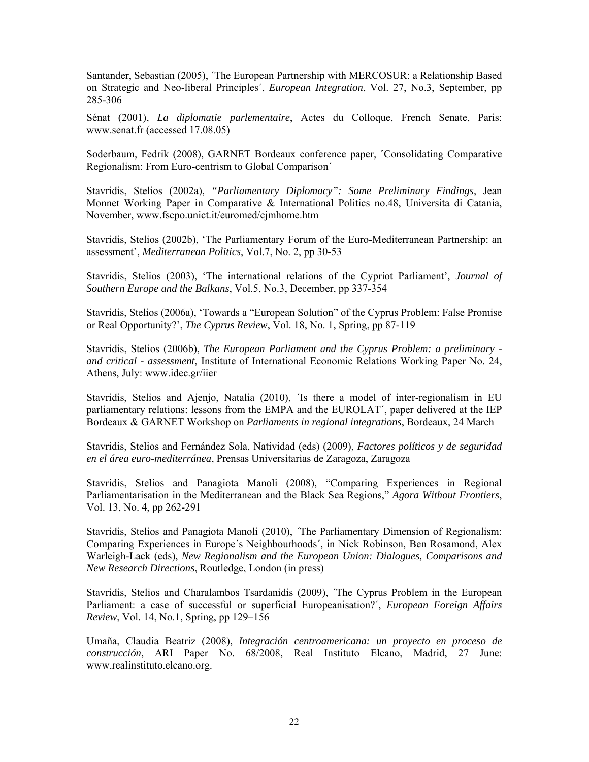Santander, Sebastian (2005), ´The European Partnership with MERCOSUR: a Relationship Based on Strategic and Neo-liberal Principles´, *European Integration*, Vol. 27, No.3, September, pp 285-306

Sénat (2001), *La diplomatie parlementaire*, Actes du Colloque, French Senate, Paris: www.senat.fr (accessed 17.08.05)

Soderbaum, Fedrik (2008), GARNET Bordeaux conference paper, ´Consolidating Comparative Regionalism: From Euro-centrism to Global Comparison´

Stavridis, Stelios (2002a), *"Parliamentary Diplomacy": Some Preliminary Findings*, Jean Monnet Working Paper in Comparative & International Politics no.48, Universita di Catania, November, www.fscpo.unict.it/euromed/cjmhome.htm

Stavridis, Stelios (2002b), 'The Parliamentary Forum of the Euro-Mediterranean Partnership: an assessment', *Mediterranean Politics*, Vol.7, No. 2, pp 30-53

Stavridis, Stelios (2003), 'The international relations of the Cypriot Parliament', *Journal of Southern Europe and the Balkans*, Vol.5, No.3, December, pp 337-354

Stavridis, Stelios (2006a), 'Towards a "European Solution" of the Cyprus Problem: False Promise or Real Opportunity?', *The Cyprus Review*, Vol. 18, No. 1, Spring, pp 87-119

Stavridis, Stelios (2006b), *The European Parliament and the Cyprus Problem: a preliminary - and critical - assessment*, Institute of International Economic Relations Working Paper No. 24, Athens, July: www.idec.gr/iier

Stavridis, Stelios and Ajenjo, Natalia (2010), ´Is there a model of inter-regionalism in EU parliamentary relations: lessons from the EMPA and the EUROLAT´, paper delivered at the IEP Bordeaux & GARNET Workshop on *Parliaments in regional integrations*, Bordeaux, 24 March

Stavridis, Stelios and Fernández Sola, Natividad (eds) (2009), *Factores políticos y de seguridad en el área euro-mediterránea*, Prensas Universitarias de Zaragoza, Zaragoza

Stavridis, Stelios and Panagiota Manoli (2008), "Comparing Experiences in Regional Parliamentarisation in the Mediterranean and the Black Sea Regions," *Agora Without Frontiers*, Vol. 13, No. 4, pp 262-291

Stavridis, Stelios and Panagiota Manoli (2010), ´The Parliamentary Dimension of Regionalism: Comparing Experiences in Europe´s Neighbourhoods´, in Nick Robinson, Ben Rosamond, Alex Warleigh-Lack (eds), *New Regionalism and the European Union: Dialogues, Comparisons and New Research Directions*, Routledge, London (in press)

Stavridis, Stelios and Charalambos Tsardanidis (2009), ´The Cyprus Problem in the European Parliament: a case of successful or superficial Europeanisation?´, *European Foreign Affairs Review*, Vol. 14, No.1, Spring, pp 129–156

Umaña, Claudia Beatriz (2008), *Integración centroamericana: un proyecto en proceso de construcción*, ARI Paper No. 68/2008, Real Instituto Elcano, Madrid, 27 June: www.realinstituto.elcano.org.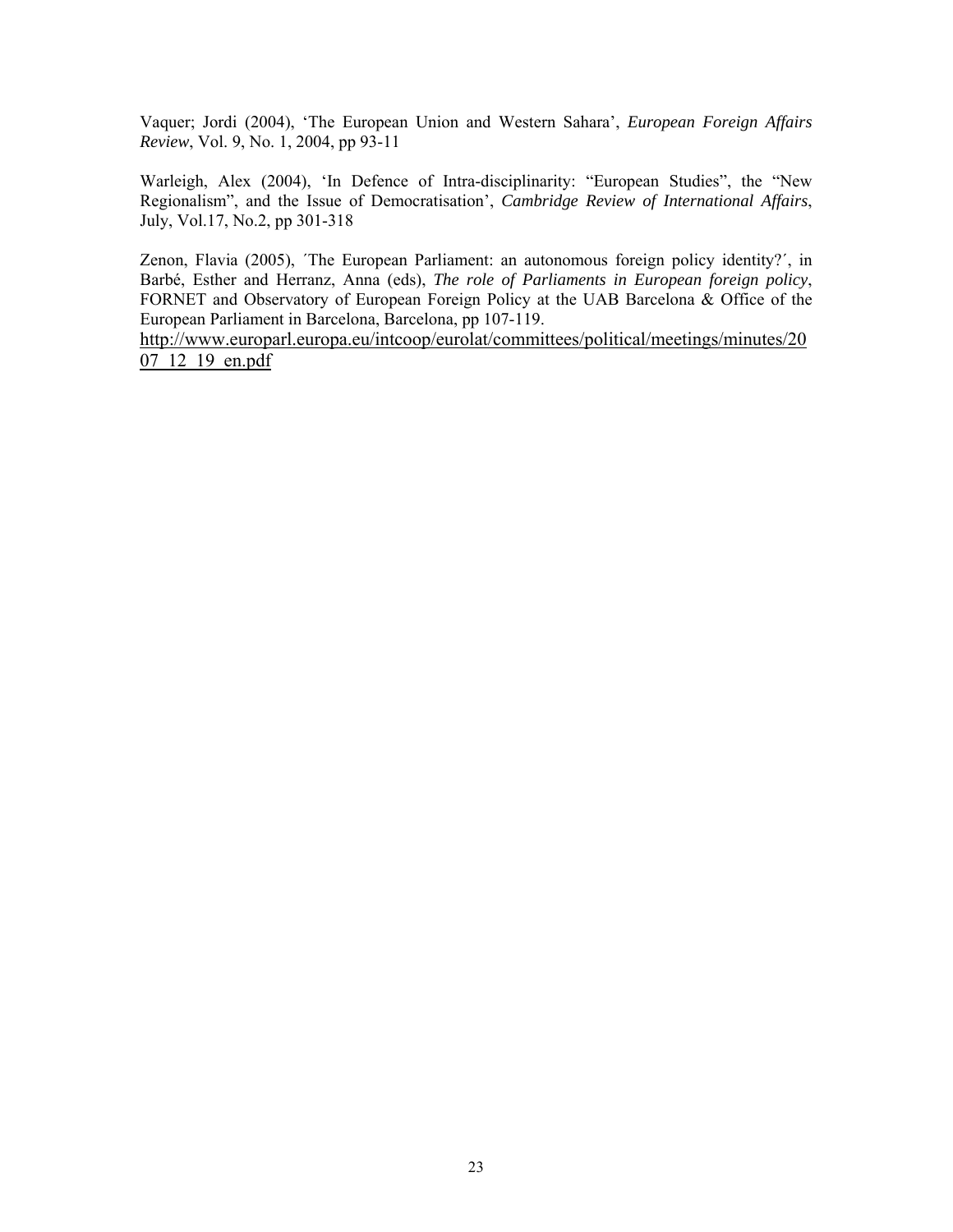Vaquer; Jordi (2004), 'The European Union and Western Sahara', *European Foreign Affairs Review*, Vol. 9, No. 1, 2004, pp 93-11

Warleigh, Alex (2004), 'In Defence of Intra-disciplinarity: "European Studies", the "New Regionalism", and the Issue of Democratisation', *Cambridge Review of International Affairs*, July, Vol.17, No.2, pp 301-318

Zenon, Flavia (2005), ´The European Parliament: an autonomous foreign policy identity?´, in Barbé, Esther and Herranz, Anna (eds), *The role of Parliaments in European foreign policy*, FORNET and Observatory of European Foreign Policy at the UAB Barcelona & Office of the European Parliament in Barcelona, Barcelona, pp 107-119.

http://www.europarl.europa.eu/intcoop/eurolat/committees/political/meetings/minutes/2007_12_19_en.pdf